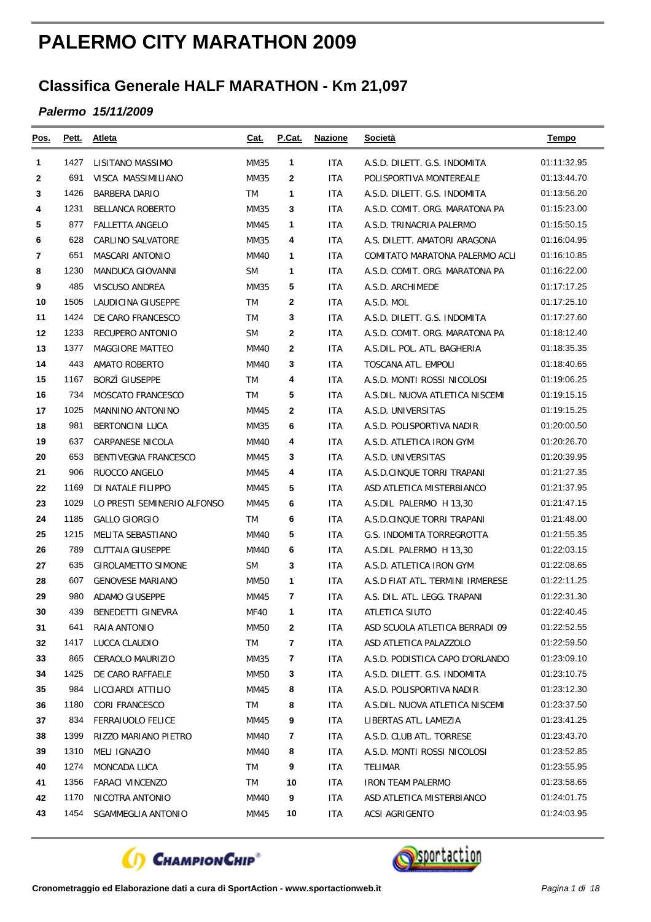# PALERMO CITY MARATHON 2009

## Classifica Generale HALF MARATHON - Km 21,097

***Palermo 15/11/2009***

| Pos. | Pett. | Atleta | Cat. | P.Cat. | Nazione | Società | Tempo |
|---|---|---|---|---|---|---|---|
| 1 | 1427 | LISITANO MASSIMO | MM35 | 1 | ITA | A.S.D. DILETT. G.S. INDOMITA | 01:11:32.95 |
| 2 | 691 | VISCA MASSIMILIANO | MM35 | 2 | ITA | POLISPORTIVA MONTEREALE | 01:13:44.70 |
| 3 | 1426 | BARBERA DARIO | TM | 1 | ITA | A.S.D. DILETT. G.S. INDOMITA | 01:13:56.20 |
| 4 | 1231 | BELLANCA ROBERTO | MM35 | 3 | ITA | A.S.D. COMIT. ORG. MARATONA PA | 01:15:23.00 |
| 5 | 877 | FALLETTA ANGELO | MM45 | 1 | ITA | A.S.D. TRINACRIA PALERMO | 01:15:50.15 |
| 6 | 628 | CARLINO SALVATORE | MM35 | 4 | ITA | A.S. DILETT. AMATORI ARAGONA | 01:16:04.95 |
| 7 | 651 | MASCARI ANTONIO | MM40 | 1 | ITA | COMITATO MARATONA PALERMO ACLI | 01:16:10.85 |
| 8 | 1230 | MANDUCA GIOVANNI | SM | 1 | ITA | A.S.D. COMIT. ORG. MARATONA PA | 01:16:22.00 |
| 9 | 485 | VISCUSO ANDREA | MM35 | 5 | ITA | A.S.D. ARCHIMEDE | 01:17:17.25 |
| 10 | 1505 | LAUDICINA GIUSEPPE | TM | 2 | ITA | A.S.D. MOL | 01:17:25.10 |
| 11 | 1424 | DE CARO FRANCESCO | TM | 3 | ITA | A.S.D. DILETT. G.S. INDOMITA | 01:17:27.60 |
| 12 | 1233 | RECUPERO ANTONIO | SM | 2 | ITA | A.S.D. COMIT. ORG. MARATONA PA | 01:18:12.40 |
| 13 | 1377 | MAGGIORE MATTEO | MM40 | 2 | ITA | A.S.DIL. POL. ATL. BAGHERIA | 01:18:35.35 |
| 14 | 443 | AMATO ROBERTO | MM40 | 3 | ITA | TOSCANA ATL. EMPOLI | 01:18:40.65 |
| 15 | 1167 | BORZÌ GIUSEPPE | TM | 4 | ITA | A.S.D. MONTI ROSSI NICOLOSI | 01:19:06.25 |
| 16 | 734 | MOSCATO FRANCESCO | TM | 5 | ITA | A.S.DIL. NUOVA ATLETICA NISCEMI | 01:19:15.15 |
| 17 | 1025 | MANNINO ANTONINO | MM45 | 2 | ITA | A.S.D. UNIVERSITAS | 01:19:15.25 |
| 18 | 981 | BERTONCINI LUCA | MM35 | 6 | ITA | A.S.D. POLISPORTIVA NADIR | 01:20:00.50 |
| 19 | 637 | CARPANESE NICOLA | MM40 | 4 | ITA | A.S.D. ATLETICA IRON GYM | 01:20:26.70 |
| 20 | 653 | BENTIVEGNA FRANCESCO | MM45 | 3 | ITA | A.S.D. UNIVERSITAS | 01:20:39.95 |
| 21 | 906 | RUOCCO ANGELO | MM45 | 4 | ITA | A.S.D.CINQUE TORRI TRAPANI | 01:21:27.35 |
| 22 | 1169 | DI NATALE FILIPPO | MM45 | 5 | ITA | ASD ATLETICA MISTERBIANCO | 01:21:37.95 |
| 23 | 1029 | LO PRESTI SEMINERIO ALFONSO | MM45 | 6 | ITA | A.S.DIL PALERMO H 13,30 | 01:21:47.15 |
| 24 | 1185 | GALLO GIORGIO | TM | 6 | ITA | A.S.D.CINQUE TORRI TRAPANI | 01:21:48.00 |
| 25 | 1215 | MELITA SEBASTIANO | MM40 | 5 | ITA | G.S. INDOMITA TORREGROTTA | 01:21:55.35 |
| 26 | 789 | CUTTAIA GIUSEPPE | MM40 | 6 | ITA | A.S.DIL PALERMO H 13,30 | 01:22:03.15 |
| 27 | 635 | GIROLAMETTO SIMONE | SM | 3 | ITA | A.S.D. ATLETICA IRON GYM | 01:22:08.65 |
| 28 | 607 | GENOVESE MARIANO | MM50 | 1 | ITA | A.S.D FIAT ATL. TERMINI IRMERESE | 01:22:11.25 |
| 29 | 980 | ADAMO GIUSEPPE | MM45 | 7 | ITA | A.S. DIL. ATL. LEGG. TRAPANI | 01:22:31.30 |
| 30 | 439 | BENEDETTI GINEVRA | MF40 | 1 | ITA | ATLETICA SIUTO | 01:22:40.45 |
| 31 | 641 | RAIA ANTONIO | MM50 | 2 | ITA | ASD SCUOLA ATLETICA BERRADI 09 | 01:22:52.55 |
| 32 | 1417 | LUCCA CLAUDIO | TM | 7 | ITA | ASD ATLETICA PALAZZOLO | 01:22:59.50 |
| 33 | 865 | CERAOLO MAURIZIO | MM35 | 7 | ITA | A.S.D. PODISTICA CAPO D'ORLANDO | 01:23:09.10 |
| 34 | 1425 | DE CARO RAFFAELE | MM50 | 3 | ITA | A.S.D. DILETT. G.S. INDOMITA | 01:23:10.75 |
| 35 | 984 | LICCIARDI ATTILIO | MM45 | 8 | ITA | A.S.D. POLISPORTIVA NADIR | 01:23:12.30 |
| 36 | 1180 | CORI FRANCESCO | TM | 8 | ITA | A.S.DIL. NUOVA ATLETICA NISCEMI | 01:23:37.50 |
| 37 | 834 | FERRAIUOLO FELICE | MM45 | 9 | ITA | LIBERTAS ATL. LAMEZIA | 01:23:41.25 |
| 38 | 1399 | RIZZO MARIANO PIETRO | MM40 | 7 | ITA | A.S.D. CLUB ATL. TORRESE | 01:23:43.70 |
| 39 | 1310 | MELI IGNAZIO | MM40 | 8 | ITA | A.S.D. MONTI ROSSI NICOLOSI | 01:23:52.85 |
| 40 | 1274 | MONCADA LUCA | TM | 9 | ITA | TELIMAR | 01:23:55.95 |
| 41 | 1356 | FARACI VINCENZO | TM | 10 | ITA | IRON TEAM PALERMO | 01:23:58.65 |
| 42 | 1170 | NICOTRA ANTONIO | MM40 | 9 | ITA | ASD ATLETICA MISTERBIANCO | 01:24:01.75 |
| 43 | 1454 | SGAMMEGLIA ANTONIO | MM45 | 10 | ITA | ACSI AGRIGENTO | 01:24:03.95 |

Cronometraggio ed Elaborazione dati a cura di SportAction - www.sportactionweb.it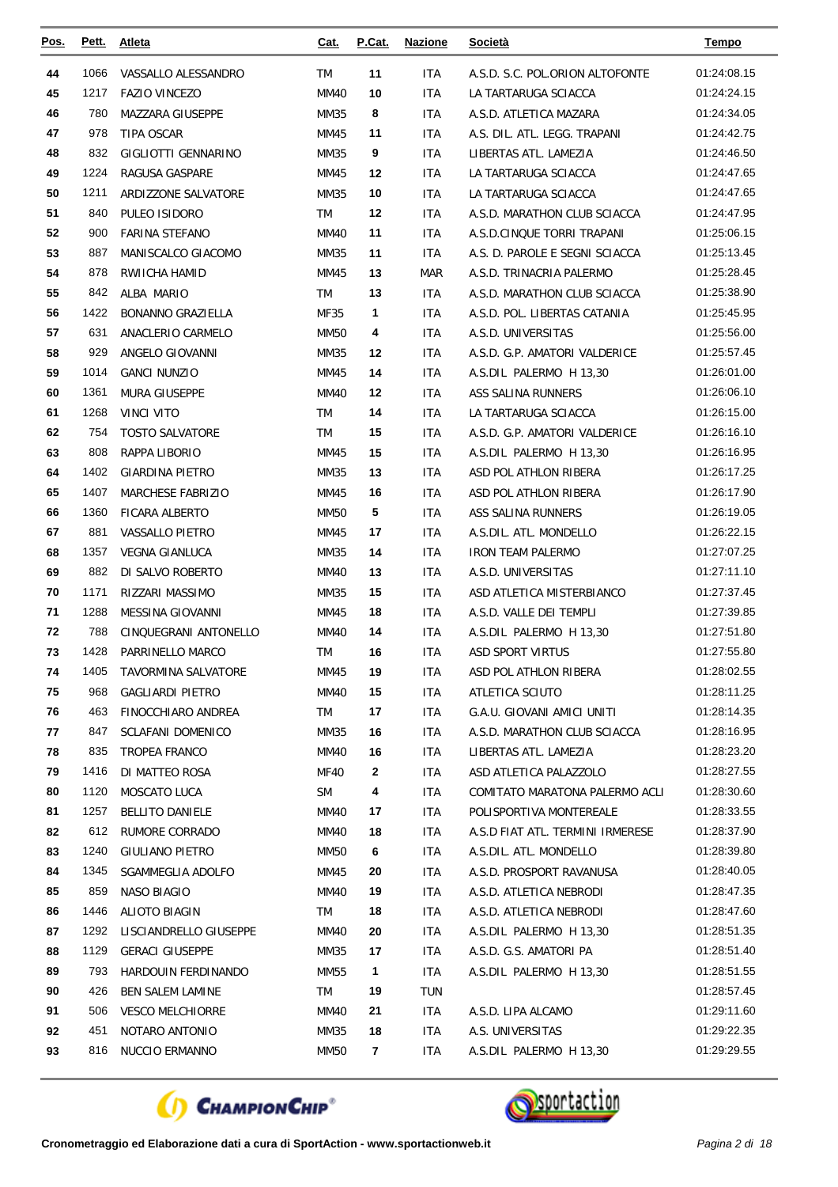| Pos. | Pett. | Atleta | Cat. | P.Cat. | Nazione | Società | Tempo |
|---|---|---|---|---|---|---|---|
| 44 | 1066 | VASSALLO ALESSANDRO | TM | 11 | ITA | A.S.D. S.C. POL.ORION ALTOFONTE | 01:24:08.15 |
| 45 | 1217 | FAZIO VINCEZO | MM40 | 10 | ITA | LA TARTARUGA SCIACCA | 01:24:24.15 |
| 46 | 780 | MAZZARA GIUSEPPE | MM35 | 8 | ITA | A.S.D. ATLETICA MAZARA | 01:24:34.05 |
| 47 | 978 | TIPA OSCAR | MM45 | 11 | ITA | A.S. DIL. ATL. LEGG. TRAPANI | 01:24:42.75 |
| 48 | 832 | GIGLIOTTI GENNARINO | MM35 | 9 | ITA | LIBERTAS ATL. LAMEZIA | 01:24:46.50 |
| 49 | 1224 | RAGUSA GASPARE | MM45 | 12 | ITA | LA TARTARUGA SCIACCA | 01:24:47.65 |
| 50 | 1211 | ARDIZZONE SALVATORE | MM35 | 10 | ITA | LA TARTARUGA SCIACCA | 01:24:47.65 |
| 51 | 840 | PULEO ISIDORO | TM | 12 | ITA | A.S.D. MARATHON CLUB SCIACCA | 01:24:47.95 |
| 52 | 900 | FARINA STEFANO | MM40 | 11 | ITA | A.S.D.CINQUE TORRI TRAPANI | 01:25:06.15 |
| 53 | 887 | MANISCALCO GIACOMO | MM35 | 11 | ITA | A.S. D. PAROLE E SEGNI SCIACCA | 01:25:13.45 |
| 54 | 878 | RWIICHA HAMID | MM45 | 13 | MAR | A.S.D. TRINACRIA PALERMO | 01:25:28.45 |
| 55 | 842 | ALBA MARIO | TM | 13 | ITA | A.S.D. MARATHON CLUB SCIACCA | 01:25:38.90 |
| 56 | 1422 | BONANNO GRAZIELLA | MF35 | 1 | ITA | A.S.D. POL. LIBERTAS CATANIA | 01:25:45.95 |
| 57 | 631 | ANACLERIO CARMELO | MM50 | 4 | ITA | A.S.D. UNIVERSITAS | 01:25:56.00 |
| 58 | 929 | ANGELO GIOVANNI | MM35 | 12 | ITA | A.S.D. G.P. AMATORI VALDERICE | 01:25:57.45 |
| 59 | 1014 | GANCI NUNZIO | MM45 | 14 | ITA | A.S.DIL PALERMO H 13,30 | 01:26:01.00 |
| 60 | 1361 | MURA GIUSEPPE | MM40 | 12 | ITA | ASS SALINA RUNNERS | 01:26:06.10 |
| 61 | 1268 | VINCI VITO | TM | 14 | ITA | LA TARTARUGA SCIACCA | 01:26:15.00 |
| 62 | 754 | TOSTO SALVATORE | TM | 15 | ITA | A.S.D. G.P. AMATORI VALDERICE | 01:26:16.10 |
| 63 | 808 | RAPPA LIBORIO | MM45 | 15 | ITA | A.S.DIL PALERMO H 13,30 | 01:26:16.95 |
| 64 | 1402 | GIARDINA PIETRO | MM35 | 13 | ITA | ASD POL ATHLON RIBERA | 01:26:17.25 |
| 65 | 1407 | MARCHESE FABRIZIO | MM45 | 16 | ITA | ASD POL ATHLON RIBERA | 01:26:17.90 |
| 66 | 1360 | FICARA ALBERTO | MM50 | 5 | ITA | ASS SALINA RUNNERS | 01:26:19.05 |
| 67 | 881 | VASSALLO PIETRO | MM45 | 17 | ITA | A.S.DIL. ATL. MONDELLO | 01:26:22.15 |
| 68 | 1357 | VEGNA GIANLUCA | MM35 | 14 | ITA | IRON TEAM PALERMO | 01:27:07.25 |
| 69 | 882 | DI SALVO ROBERTO | MM40 | 13 | ITA | A.S.D. UNIVERSITAS | 01:27:11.10 |
| 70 | 1171 | RIZZARI MASSIMO | MM35 | 15 | ITA | ASD ATLETICA MISTERBIANCO | 01:27:37.45 |
| 71 | 1288 | MESSINA GIOVANNI | MM45 | 18 | ITA | A.S.D. VALLE DEI TEMPLI | 01:27:39.85 |
| 72 | 788 | CINQUEGRANI ANTONELLO | MM40 | 14 | ITA | A.S.DIL PALERMO H 13,30 | 01:27:51.80 |
| 73 | 1428 | PARRINELLO MARCO | TM | 16 | ITA | ASD SPORT VIRTUS | 01:27:55.80 |
| 74 | 1405 | TAVORMINA SALVATORE | MM45 | 19 | ITA | ASD POL ATHLON RIBERA | 01:28:02.55 |
| 75 | 968 | GAGLIARDI PIETRO | MM40 | 15 | ITA | ATLETICA SCIUTO | 01:28:11.25 |
| 76 | 463 | FINOCCHIARO ANDREA | TM | 17 | ITA | G.A.U. GIOVANI AMICI UNITI | 01:28:14.35 |
| 77 | 847 | SCLAFANI DOMENICO | MM35 | 16 | ITA | A.S.D. MARATHON CLUB SCIACCA | 01:28:16.95 |
| 78 | 835 | TROPEA FRANCO | MM40 | 16 | ITA | LIBERTAS ATL. LAMEZIA | 01:28:23.20 |
| 79 | 1416 | DI MATTEO ROSA | MF40 | 2 | ITA | ASD ATLETICA PALAZZOLO | 01:28:27.55 |
| 80 | 1120 | MOSCATO LUCA | SM | 4 | ITA | COMITATO MARATONA PALERMO ACLI | 01:28:30.60 |
| 81 | 1257 | BELLITO DANIELE | MM40 | 17 | ITA | POLISPORTIVA MONTEREALE | 01:28:33.55 |
| 82 | 612 | RUMORE CORRADO | MM40 | 18 | ITA | A.S.D FIAT ATL. TERMINI IRMERESE | 01:28:37.90 |
| 83 | 1240 | GIULIANO PIETRO | MM50 | 6 | ITA | A.S.DIL. ATL. MONDELLO | 01:28:39.80 |
| 84 | 1345 | SGAMMEGLIA ADOLFO | MM45 | 20 | ITA | A.S.D. PROSPORT RAVANUSA | 01:28:40.05 |
| 85 | 859 | NASO BIAGIO | MM40 | 19 | ITA | A.S.D. ATLETICA NEBRODI | 01:28:47.35 |
| 86 | 1446 | ALIOTO BIAGIN | TM | 18 | ITA | A.S.D. ATLETICA NEBRODI | 01:28:47.60 |
| 87 | 1292 | LISCIANDRELLO GIUSEPPE | MM40 | 20 | ITA | A.S.DIL PALERMO H 13,30 | 01:28:51.35 |
| 88 | 1129 | GERACI GIUSEPPE | MM35 | 17 | ITA | A.S.D. G.S. AMATORI PA | 01:28:51.40 |
| 89 | 793 | HARDOUIN FERDINANDO | MM55 | 1 | ITA | A.S.DIL PALERMO H 13,30 | 01:28:51.55 |
| 90 | 426 | BEN SALEM LAMINE | TM | 19 | TUN | | 01:28:57.45 |
| 91 | 506 | VESCO MELCHIORRE | MM40 | 21 | ITA | A.S.D. LIPA ALCAMO | 01:29:11.60 |
| 92 | 451 | NOTARO ANTONIO | MM35 | 18 | ITA | A.S. UNIVERSITAS | 01:29:22.35 |
| 93 | 816 | NUCCIO ERMANNO | MM50 | 7 | ITA | A.S.DIL PALERMO H 13,30 | 01:29:29.55 |

ChampionChip® sportaction

**Cronometraggio ed Elaborazione dati a cura di SportAction - www.sportactionweb.it**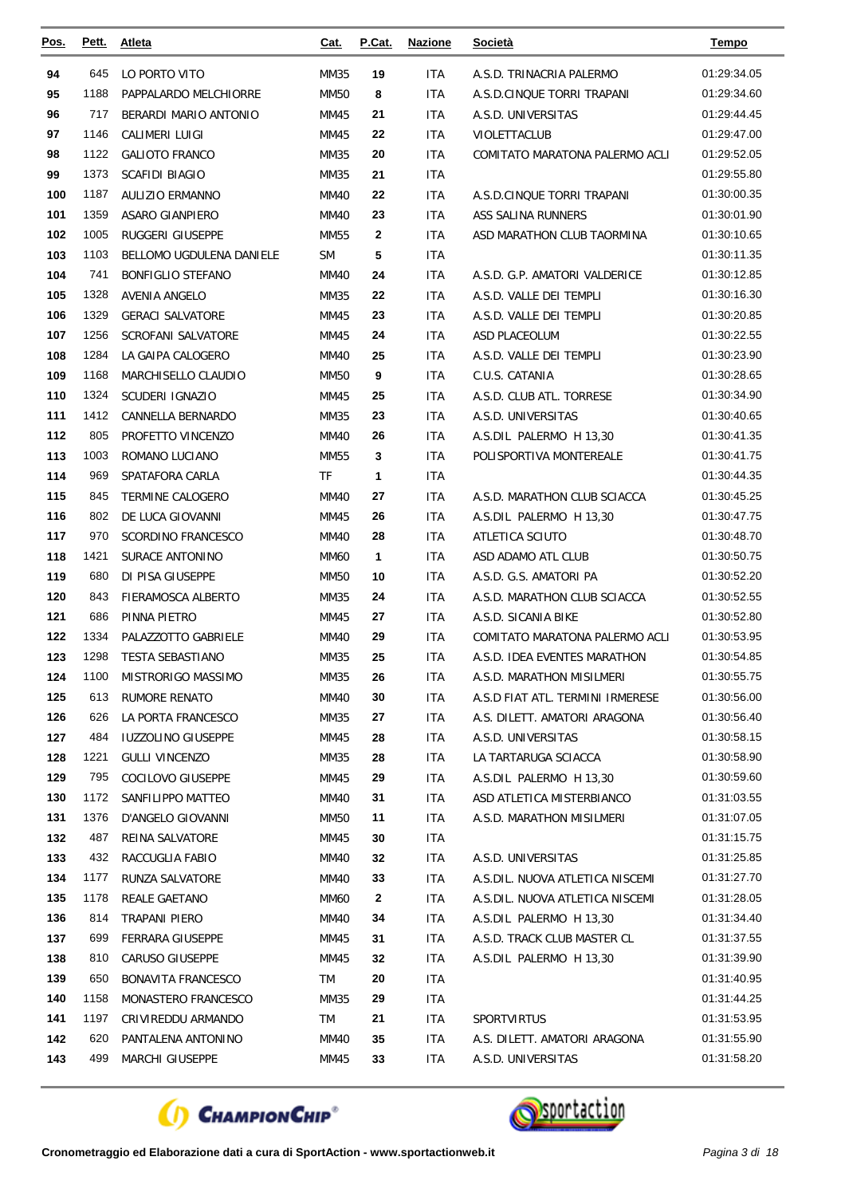| Pos. | Pett. | Atleta | Cat. | P.Cat. | Nazione | Società | Tempo |
|---|---|---|---|---|---|---|---|
| 94 | 645 | LO PORTO VITO | MM35 | 19 | ITA | A.S.D. TRINACRIA PALERMO | 01:29:34.05 |
| 95 | 1188 | PAPPALARDO MELCHIORRE | MM50 | 8 | ITA | A.S.D.CINQUE TORRI TRAPANI | 01:29:34.60 |
| 96 | 717 | BERARDI MARIO ANTONIO | MM45 | 21 | ITA | A.S.D. UNIVERSITAS | 01:29:44.45 |
| 97 | 1146 | CALIMERI LUIGI | MM45 | 22 | ITA | VIOLETTACLUB | 01:29:47.00 |
| 98 | 1122 | GALIOTO FRANCO | MM35 | 20 | ITA | COMITATO MARATONA PALERMO ACLI | 01:29:52.05 |
| 99 | 1373 | SCAFIDI BIAGIO | MM35 | 21 | ITA | | 01:29:55.80 |
| 100 | 1187 | AULIZIO ERMANNO | MM40 | 22 | ITA | A.S.D.CINQUE TORRI TRAPANI | 01:30:00.35 |
| 101 | 1359 | ASARO GIANPIERO | MM40 | 23 | ITA | ASS SALINA RUNNERS | 01:30:01.90 |
| 102 | 1005 | RUGGERI GIUSEPPE | MM55 | 2 | ITA | ASD MARATHON CLUB TAORMINA | 01:30:10.65 |
| 103 | 1103 | BELLOMO UGDULENA DANIELE | SM | 5 | ITA | | 01:30:11.35 |
| 104 | 741 | BONFIGLIO STEFANO | MM40 | 24 | ITA | A.S.D. G.P. AMATORI VALDERICE | 01:30:12.85 |
| 105 | 1328 | AVENIA ANGELO | MM35 | 22 | ITA | A.S.D. VALLE DEI TEMPLI | 01:30:16.30 |
| 106 | 1329 | GERACI SALVATORE | MM45 | 23 | ITA | A.S.D. VALLE DEI TEMPLI | 01:30:20.85 |
| 107 | 1256 | SCROFANI SALVATORE | MM45 | 24 | ITA | ASD PLACEOLUM | 01:30:22.55 |
| 108 | 1284 | LA GAIPA CALOGERO | MM40 | 25 | ITA | A.S.D. VALLE DEI TEMPLI | 01:30:23.90 |
| 109 | 1168 | MARCHISELLO CLAUDIO | MM50 | 9 | ITA | C.U.S. CATANIA | 01:30:28.65 |
| 110 | 1324 | SCUDERI IGNAZIO | MM45 | 25 | ITA | A.S.D. CLUB ATL. TORRESE | 01:30:34.90 |
| 111 | 1412 | CANNELLA BERNARDO | MM35 | 23 | ITA | A.S.D. UNIVERSITAS | 01:30:40.65 |
| 112 | 805 | PROFETTO VINCENZO | MM40 | 26 | ITA | A.S.DIL PALERMO H 13,30 | 01:30:41.35 |
| 113 | 1003 | ROMANO LUCIANO | MM55 | 3 | ITA | POLISPORTIVA MONTEREALE | 01:30:41.75 |
| 114 | 969 | SPATAFORA CARLA | TF | 1 | ITA | | 01:30:44.35 |
| 115 | 845 | TERMINE CALOGERO | MM40 | 27 | ITA | A.S.D. MARATHON CLUB SCIACCA | 01:30:45.25 |
| 116 | 802 | DE LUCA GIOVANNI | MM45 | 26 | ITA | A.S.DIL PALERMO H 13,30 | 01:30:47.75 |
| 117 | 970 | SCORDINO FRANCESCO | MM40 | 28 | ITA | ATLETICA SCIUTO | 01:30:48.70 |
| 118 | 1421 | SURACE ANTONINO | MM60 | 1 | ITA | ASD ADAMO ATL CLUB | 01:30:50.75 |
| 119 | 680 | DI PISA GIUSEPPE | MM50 | 10 | ITA | A.S.D. G.S. AMATORI PA | 01:30:52.20 |
| 120 | 843 | FIERAMOSCA ALBERTO | MM35 | 24 | ITA | A.S.D. MARATHON CLUB SCIACCA | 01:30:52.55 |
| 121 | 686 | PINNA PIETRO | MM45 | 27 | ITA | A.S.D. SICANIA BIKE | 01:30:52.80 |
| 122 | 1334 | PALAZZOTTO GABRIELE | MM40 | 29 | ITA | COMITATO MARATONA PALERMO ACLI | 01:30:53.95 |
| 123 | 1298 | TESTA SEBASTIANO | MM35 | 25 | ITA | A.S.D. IDEA EVENTES MARATHON | 01:30:54.85 |
| 124 | 1100 | MISTRORIGO MASSIMO | MM35 | 26 | ITA | A.S.D. MARATHON MISILMERI | 01:30:55.75 |
| 125 | 613 | RUMORE RENATO | MM40 | 30 | ITA | A.S.D FIAT ATL. TERMINI IRMERESE | 01:30:56.00 |
| 126 | 626 | LA PORTA FRANCESCO | MM35 | 27 | ITA | A.S. DILETT. AMATORI ARAGONA | 01:30:56.40 |
| 127 | 484 | IUZZOLINO GIUSEPPE | MM45 | 28 | ITA | A.S.D. UNIVERSITAS | 01:30:58.15 |
| 128 | 1221 | GULLI VINCENZO | MM35 | 28 | ITA | LA TARTARUGA SCIACCA | 01:30:58.90 |
| 129 | 795 | COCILOVO GIUSEPPE | MM45 | 29 | ITA | A.S.DIL PALERMO H 13,30 | 01:30:59.60 |
| 130 | 1172 | SANFILIPPO MATTEO | MM40 | 31 | ITA | ASD ATLETICA MISTERBIANCO | 01:31:03.55 |
| 131 | 1376 | D'ANGELO GIOVANNI | MM50 | 11 | ITA | A.S.D. MARATHON MISILMERI | 01:31:07.05 |
| 132 | 487 | REINA SALVATORE | MM45 | 30 | ITA | | 01:31:15.75 |
| 133 | 432 | RACCUGLIA FABIO | MM40 | 32 | ITA | A.S.D. UNIVERSITAS | 01:31:25.85 |
| 134 | 1177 | RUNZA SALVATORE | MM40 | 33 | ITA | A.S.DIL. NUOVA ATLETICA NISCEMI | 01:31:27.70 |
| 135 | 1178 | REALE GAETANO | MM60 | 2 | ITA | A.S.DIL. NUOVA ATLETICA NISCEMI | 01:31:28.05 |
| 136 | 814 | TRAPANI PIERO | MM40 | 34 | ITA | A.S.DIL PALERMO H 13,30 | 01:31:34.40 |
| 137 | 699 | FERRARA GIUSEPPE | MM45 | 31 | ITA | A.S.D. TRACK CLUB MASTER CL | 01:31:37.55 |
| 138 | 810 | CARUSO GIUSEPPE | MM45 | 32 | ITA | A.S.DIL PALERMO H 13,30 | 01:31:39.90 |
| 139 | 650 | BONAVITA FRANCESCO | TM | 20 | ITA | | 01:31:40.95 |
| 140 | 1158 | MONASTERO FRANCESCO | MM35 | 29 | ITA | | 01:31:44.25 |
| 141 | 1197 | CRIVIREDDU ARMANDO | TM | 21 | ITA | SPORTVIRTUS | 01:31:53.95 |
| 142 | 620 | PANTALENA ANTONINO | MM40 | 35 | ITA | A.S. DILETT. AMATORI ARAGONA | 01:31:55.90 |
| 143 | 499 | MARCHI GIUSEPPE | MM45 | 33 | ITA | A.S.D. UNIVERSITAS | 01:31:58.20 |

Cronometraggio ed Elaborazione dati a cura di SportAction - www.sportactionweb.it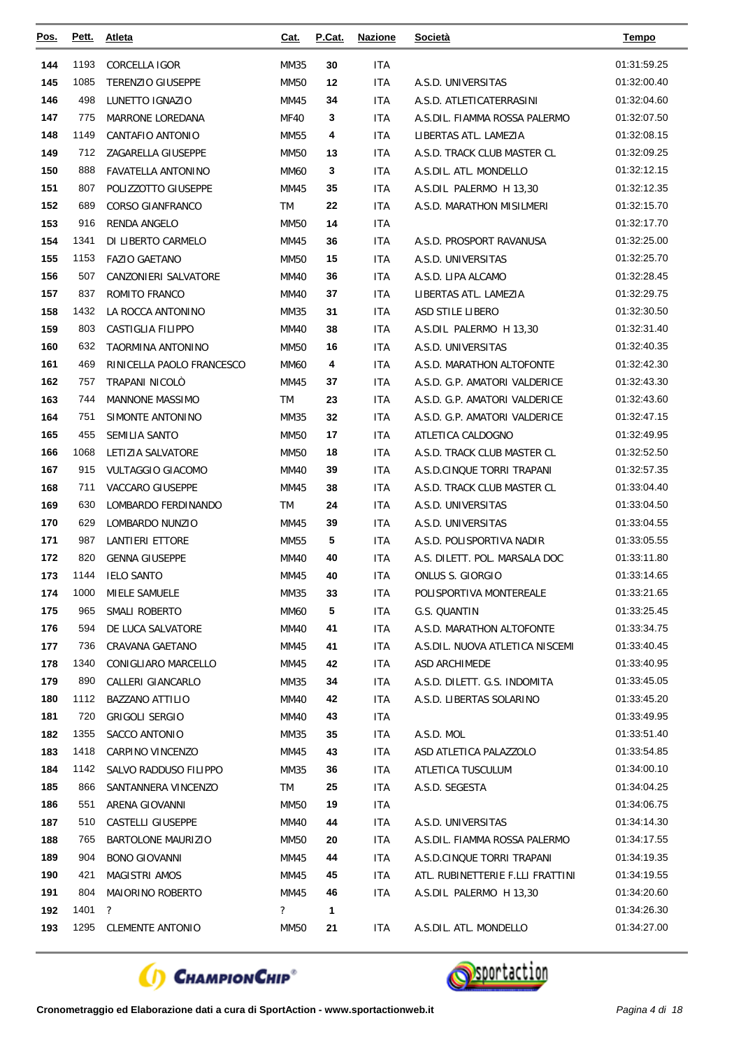| Pos. | Pett. | Atleta | Cat. | P.Cat. | Nazione | Società | Tempo |
|---|---|---|---|---|---|---|---|
| 144 | 1193 | CORCELLA IGOR | MM35 | 30 | ITA | | 01:31:59.25 |
| 145 | 1085 | TERENZIO GIUSEPPE | MM50 | 12 | ITA | A.S.D. UNIVERSITAS | 01:32:00.40 |
| 146 | 498 | LUNETTO IGNAZIO | MM45 | 34 | ITA | A.S.D. ATLETICATERRASINI | 01:32:04.60 |
| 147 | 775 | MARRONE LOREDANA | MF40 | 3 | ITA | A.S.DIL. FIAMMA ROSSA PALERMO | 01:32:07.50 |
| 148 | 1149 | CANTAFIO ANTONIO | MM55 | 4 | ITA | LIBERTAS ATL. LAMEZIA | 01:32:08.15 |
| 149 | 712 | ZAGARELLA GIUSEPPE | MM50 | 13 | ITA | A.S.D. TRACK CLUB MASTER CL | 01:32:09.25 |
| 150 | 888 | FAVATELLA ANTONINO | MM60 | 3 | ITA | A.S.DIL. ATL. MONDELLO | 01:32:12.15 |
| 151 | 807 | POLIZZOTTO GIUSEPPE | MM45 | 35 | ITA | A.S.DIL PALERMO H 13,30 | 01:32:12.35 |
| 152 | 689 | CORSO GIANFRANCO | TM | 22 | ITA | A.S.D. MARATHON MISILMERI | 01:32:15.70 |
| 153 | 916 | RENDA ANGELO | MM50 | 14 | ITA | | 01:32:17.70 |
| 154 | 1341 | DI LIBERTO CARMELO | MM45 | 36 | ITA | A.S.D. PROSPORT RAVANUSA | 01:32:25.00 |
| 155 | 1153 | FAZIO GAETANO | MM50 | 15 | ITA | A.S.D. UNIVERSITAS | 01:32:25.70 |
| 156 | 507 | CANZONIERI SALVATORE | MM40 | 36 | ITA | A.S.D. LIPA ALCAMO | 01:32:28.45 |
| 157 | 837 | ROMITO FRANCO | MM40 | 37 | ITA | LIBERTAS ATL. LAMEZIA | 01:32:29.75 |
| 158 | 1432 | LA ROCCA ANTONINO | MM35 | 31 | ITA | ASD STILE LIBERO | 01:32:30.50 |
| 159 | 803 | CASTIGLIA FILIPPO | MM40 | 38 | ITA | A.S.DIL PALERMO H 13,30 | 01:32:31.40 |
| 160 | 632 | TAORMINA ANTONINO | MM50 | 16 | ITA | A.S.D. UNIVERSITAS | 01:32:40.35 |
| 161 | 469 | RINICELLA PAOLO FRANCESCO | MM60 | 4 | ITA | A.S.D. MARATHON ALTOFONTE | 01:32:42.30 |
| 162 | 757 | TRAPANI NICOLÒ | MM45 | 37 | ITA | A.S.D. G.P. AMATORI VALDERICE | 01:32:43.30 |
| 163 | 744 | MANNONE MASSIMO | TM | 23 | ITA | A.S.D. G.P. AMATORI VALDERICE | 01:32:43.60 |
| 164 | 751 | SIMONTE ANTONINO | MM35 | 32 | ITA | A.S.D. G.P. AMATORI VALDERICE | 01:32:47.15 |
| 165 | 455 | SEMILIA SANTO | MM50 | 17 | ITA | ATLETICA CALDOGNO | 01:32:49.95 |
| 166 | 1068 | LETIZIA SALVATORE | MM50 | 18 | ITA | A.S.D. TRACK CLUB MASTER CL | 01:32:52.50 |
| 167 | 915 | VULTAGGIO GIACOMO | MM40 | 39 | ITA | A.S.D.CINQUE TORRI TRAPANI | 01:32:57.35 |
| 168 | 711 | VACCARO GIUSEPPE | MM45 | 38 | ITA | A.S.D. TRACK CLUB MASTER CL | 01:33:04.40 |
| 169 | 630 | LOMBARDO FERDINANDO | TM | 24 | ITA | A.S.D. UNIVERSITAS | 01:33:04.50 |
| 170 | 629 | LOMBARDO NUNZIO | MM45 | 39 | ITA | A.S.D. UNIVERSITAS | 01:33:04.55 |
| 171 | 987 | LANTIERI ETTORE | MM55 | 5 | ITA | A.S.D. POLISPORTIVA NADIR | 01:33:05.55 |
| 172 | 820 | GENNA GIUSEPPE | MM40 | 40 | ITA | A.S. DILETT. POL. MARSALA DOC | 01:33:11.80 |
| 173 | 1144 | IELO SANTO | MM45 | 40 | ITA | ONLUS S. GIORGIO | 01:33:14.65 |
| 174 | 1000 | MIELE SAMUELE | MM35 | 33 | ITA | POLISPORTIVA MONTEREALE | 01:33:21.65 |
| 175 | 965 | SMALI ROBERTO | MM60 | 5 | ITA | G.S. QUANTIN | 01:33:25.45 |
| 176 | 594 | DE LUCA SALVATORE | MM40 | 41 | ITA | A.S.D. MARATHON ALTOFONTE | 01:33:34.75 |
| 177 | 736 | CRAVANA GAETANO | MM45 | 41 | ITA | A.S.DIL. NUOVA ATLETICA NISCEMI | 01:33:40.45 |
| 178 | 1340 | CONIGLIARO MARCELLO | MM45 | 42 | ITA | ASD ARCHIMEDE | 01:33:40.95 |
| 179 | 890 | CALLERI GIANCARLO | MM35 | 34 | ITA | A.S.D. DILETT. G.S. INDOMITA | 01:33:45.05 |
| 180 | 1112 | BAZZANO ATTILIO | MM40 | 42 | ITA | A.S.D. LIBERTAS SOLARINO | 01:33:45.20 |
| 181 | 720 | GRIGOLI SERGIO | MM40 | 43 | ITA | | 01:33:49.95 |
| 182 | 1355 | SACCO ANTONIO | MM35 | 35 | ITA | A.S.D. MOL | 01:33:51.40 |
| 183 | 1418 | CARPINO VINCENZO | MM45 | 43 | ITA | ASD ATLETICA PALAZZOLO | 01:33:54.85 |
| 184 | 1142 | SALVO RADDUSO FILIPPO | MM35 | 36 | ITA | ATLETICA TUSCULUM | 01:34:00.10 |
| 185 | 866 | SANTANNERA VINCENZO | TM | 25 | ITA | A.S.D. SEGESTA | 01:34:04.25 |
| 186 | 551 | ARENA GIOVANNI | MM50 | 19 | ITA | | 01:34:06.75 |
| 187 | 510 | CASTELLI GIUSEPPE | MM40 | 44 | ITA | A.S.D. UNIVERSITAS | 01:34:14.30 |
| 188 | 765 | BARTOLONE MAURIZIO | MM50 | 20 | ITA | A.S.DIL. FIAMMA ROSSA PALERMO | 01:34:17.55 |
| 189 | 904 | BONO GIOVANNI | MM45 | 44 | ITA | A.S.D.CINQUE TORRI TRAPANI | 01:34:19.35 |
| 190 | 421 | MAGISTRI AMOS | MM45 | 45 | ITA | ATL. RUBINETTERIE F.LLI FRATTINI | 01:34:19.55 |
| 191 | 804 | MAIORINO ROBERTO | MM45 | 46 | ITA | A.S.DIL PALERMO H 13,30 | 01:34:20.60 |
| 192 | 1401 | ? | ? | 1 | | | 01:34:26.30 |
| 193 | 1295 | CLEMENTE ANTONIO | MM50 | 21 | ITA | A.S.DIL. ATL. MONDELLO | 01:34:27.00 |

Cronometraggio ed Elaborazione dati a cura di SportAction - www.sportactionweb.it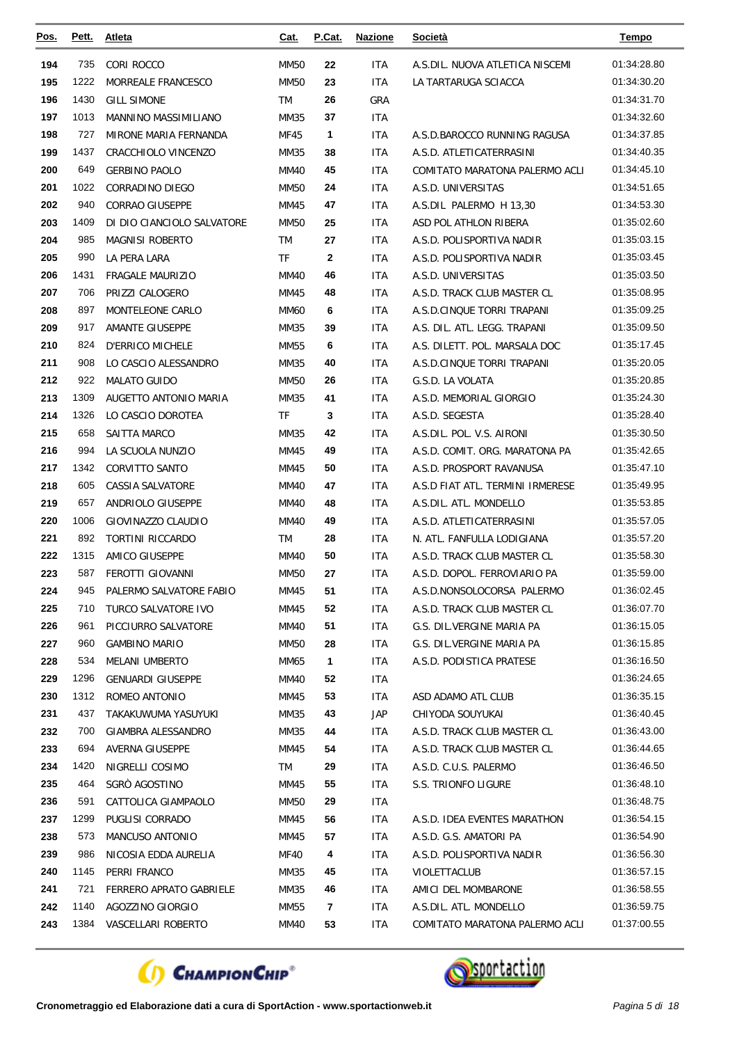| Pos. | Pett. | Atleta | Cat. | P.Cat. | Nazione | Società | Tempo |
|---|---|---|---|---|---|---|---|
| 194 | 735 | CORI ROCCO | MM50 | 22 | ITA | A.S.DIL. NUOVA ATLETICA NISCEMI | 01:34:28.80 |
| 195 | 1222 | MORREALE FRANCESCO | MM50 | 23 | ITA | LA TARTARUGA SCIACCA | 01:34:30.20 |
| 196 | 1430 | GILL SIMONE | TM | 26 | GRA | | 01:34:31.70 |
| 197 | 1013 | MANNINO MASSIMILIANO | MM35 | 37 | ITA | | 01:34:32.60 |
| 198 | 727 | MIRONE MARIA FERNANDA | MF45 | 1 | ITA | A.S.D.BAROCCO RUNNING RAGUSA | 01:34:37.85 |
| 199 | 1437 | CRACCHIOLO VINCENZO | MM35 | 38 | ITA | A.S.D. ATLETICATERRASINI | 01:34:40.35 |
| 200 | 649 | GERBINO PAOLO | MM40 | 45 | ITA | COMITATO MARATONA PALERMO ACLI | 01:34:45.10 |
| 201 | 1022 | CORRADINO DIEGO | MM50 | 24 | ITA | A.S.D. UNIVERSITAS | 01:34:51.65 |
| 202 | 940 | CORRAO GIUSEPPE | MM45 | 47 | ITA | A.S.DIL PALERMO H 13,30 | 01:34:53.30 |
| 203 | 1409 | DI DIO CIANCIOLO SALVATORE | MM50 | 25 | ITA | ASD POL ATHLON RIBERA | 01:35:02.60 |
| 204 | 985 | MAGNISI ROBERTO | TM | 27 | ITA | A.S.D. POLISPORTIVA NADIR | 01:35:03.15 |
| 205 | 990 | LA PERA LARA | TF | 2 | ITA | A.S.D. POLISPORTIVA NADIR | 01:35:03.45 |
| 206 | 1431 | FRAGALE MAURIZIO | MM40 | 46 | ITA | A.S.D. UNIVERSITAS | 01:35:03.50 |
| 207 | 706 | PRIZZI CALOGERO | MM45 | 48 | ITA | A.S.D. TRACK CLUB MASTER CL | 01:35:08.95 |
| 208 | 897 | MONTELEONE CARLO | MM60 | 6 | ITA | A.S.D.CINQUE TORRI TRAPANI | 01:35:09.25 |
| 209 | 917 | AMANTE GIUSEPPE | MM35 | 39 | ITA | A.S. DIL. ATL. LEGG. TRAPANI | 01:35:09.50 |
| 210 | 824 | D'ERRICO MICHELE | MM55 | 6 | ITA | A.S. DILETT. POL. MARSALA DOC | 01:35:17.45 |
| 211 | 908 | LO CASCIO ALESSANDRO | MM35 | 40 | ITA | A.S.D.CINQUE TORRI TRAPANI | 01:35:20.05 |
| 212 | 922 | MALATO GUIDO | MM50 | 26 | ITA | G.S.D. LA VOLATA | 01:35:20.85 |
| 213 | 1309 | AUGETTO ANTONIO MARIA | MM35 | 41 | ITA | A.S.D. MEMORIAL GIORGIO | 01:35:24.30 |
| 214 | 1326 | LO CASCIO DOROTEA | TF | 3 | ITA | A.S.D. SEGESTA | 01:35:28.40 |
| 215 | 658 | SAITTA MARCO | MM35 | 42 | ITA | A.S.DIL. POL. V.S. AIRONI | 01:35:30.50 |
| 216 | 994 | LA SCUOLA NUNZIO | MM45 | 49 | ITA | A.S.D. COMIT. ORG. MARATONA PA | 01:35:42.65 |
| 217 | 1342 | CORVITTO SANTO | MM45 | 50 | ITA | A.S.D. PROSPORT RAVANUSA | 01:35:47.10 |
| 218 | 605 | CASSIA SALVATORE | MM40 | 47 | ITA | A.S.D FIAT ATL. TERMINI IRMERESE | 01:35:49.95 |
| 219 | 657 | ANDRIOLO GIUSEPPE | MM40 | 48 | ITA | A.S.DIL. ATL. MONDELLO | 01:35:53.85 |
| 220 | 1006 | GIOVINAZZO CLAUDIO | MM40 | 49 | ITA | A.S.D. ATLETICATERRASINI | 01:35:57.05 |
| 221 | 892 | TORTINI RICCARDO | TM | 28 | ITA | N. ATL. FANFULLA LODIGIANA | 01:35:57.20 |
| 222 | 1315 | AMICO GIUSEPPE | MM40 | 50 | ITA | A.S.D. TRACK CLUB MASTER CL | 01:35:58.30 |
| 223 | 587 | FEROTTI GIOVANNI | MM50 | 27 | ITA | A.S.D. DOPOL. FERROVIARIO PA | 01:35:59.00 |
| 224 | 945 | PALERMO SALVATORE FABIO | MM45 | 51 | ITA | A.S.D.NONSOLOCORSA PALERMO | 01:36:02.45 |
| 225 | 710 | TURCO SALVATORE IVO | MM45 | 52 | ITA | A.S.D. TRACK CLUB MASTER CL | 01:36:07.70 |
| 226 | 961 | PICCIURRO SALVATORE | MM40 | 51 | ITA | G.S. DIL.VERGINE MARIA PA | 01:36:15.05 |
| 227 | 960 | GAMBINO MARIO | MM50 | 28 | ITA | G.S. DIL.VERGINE MARIA PA | 01:36:15.85 |
| 228 | 534 | MELANI UMBERTO | MM65 | 1 | ITA | A.S.D. PODISTICA PRATESE | 01:36:16.50 |
| 229 | 1296 | GENUARDI GIUSEPPE | MM40 | 52 | ITA | | 01:36:24.65 |
| 230 | 1312 | ROMEO ANTONIO | MM45 | 53 | ITA | ASD ADAMO ATL CLUB | 01:36:35.15 |
| 231 | 437 | TAKAKUWUMA YASUYUKI | MM35 | 43 | JAP | CHIYODA SOUYUKAI | 01:36:40.45 |
| 232 | 700 | GIAMBRA ALESSANDRO | MM35 | 44 | ITA | A.S.D. TRACK CLUB MASTER CL | 01:36:43.00 |
| 233 | 694 | AVERNA GIUSEPPE | MM45 | 54 | ITA | A.S.D. TRACK CLUB MASTER CL | 01:36:44.65 |
| 234 | 1420 | NIGRELLI COSIMO | TM | 29 | ITA | A.S.D. C.U.S. PALERMO | 01:36:46.50 |
| 235 | 464 | SGRÒ AGOSTINO | MM45 | 55 | ITA | S.S. TRIONFO LIGURE | 01:36:48.10 |
| 236 | 591 | CATTOLICA GIAMPAOLO | MM50 | 29 | ITA | | 01:36:48.75 |
| 237 | 1299 | PUGLISI CORRADO | MM45 | 56 | ITA | A.S.D. IDEA EVENTES MARATHON | 01:36:54.15 |
| 238 | 573 | MANCUSO ANTONIO | MM45 | 57 | ITA | A.S.D. G.S. AMATORI PA | 01:36:54.90 |
| 239 | 986 | NICOSIA EDDA AURELIA | MF40 | 4 | ITA | A.S.D. POLISPORTIVA NADIR | 01:36:56.30 |
| 240 | 1145 | PERRI FRANCO | MM35 | 45 | ITA | VIOLETTACLUB | 01:36:57.15 |
| 241 | 721 | FERRERO APRATO GABRIELE | MM35 | 46 | ITA | AMICI DEL MOMBARONE | 01:36:58.55 |
| 242 | 1140 | AGOZZINO GIORGIO | MM55 | 7 | ITA | A.S.DIL. ATL. MONDELLO | 01:36:59.75 |
| 243 | 1384 | VASCELLARI ROBERTO | MM40 | 53 | ITA | COMITATO MARATONA PALERMO ACLI | 01:37:00.55 |

Cronometraggio ed Elaborazione dati a cura di SportAction - www.sportactionweb.it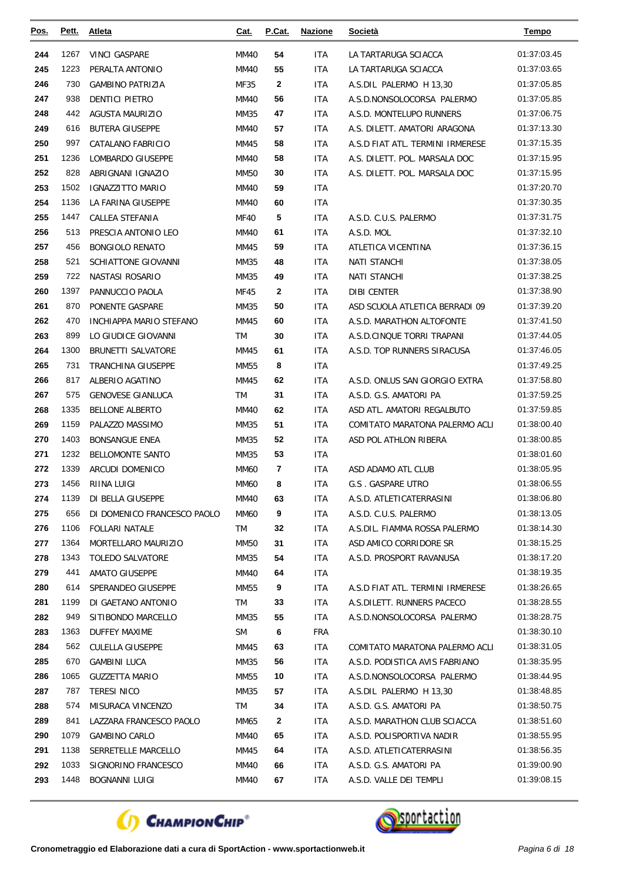| Pos. | Pett. | Atleta | Cat. | P.Cat. | Nazione | Società | Tempo |
|---|---|---|---|---|---|---|---|
| 244 | 1267 | VINCI GASPARE | MM40 | 54 | ITA | LA TARTARUGA SCIACCA | 01:37:03.45 |
| 245 | 1223 | PERALTA ANTONIO | MM40 | 55 | ITA | LA TARTARUGA SCIACCA | 01:37:03.65 |
| 246 | 730 | GAMBINO PATRIZIA | MF35 | 2 | ITA | A.S.DIL PALERMO H 13,30 | 01:37:05.85 |
| 247 | 938 | DENTICI PIETRO | MM40 | 56 | ITA | A.S.D.NONSOLOCORSA PALERMO | 01:37:05.85 |
| 248 | 442 | AGUSTA MAURIZIO | MM35 | 47 | ITA | A.S.D. MONTELUPO RUNNERS | 01:37:06.75 |
| 249 | 616 | BUTERA GIUSEPPE | MM40 | 57 | ITA | A.S. DILETT. AMATORI ARAGONA | 01:37:13.30 |
| 250 | 997 | CATALANO FABRICIO | MM45 | 58 | ITA | A.S.D FIAT ATL. TERMINI IRMERESE | 01:37:15.35 |
| 251 | 1236 | LOMBARDO GIUSEPPE | MM40 | 58 | ITA | A.S. DILETT. POL. MARSALA DOC | 01:37:15.95 |
| 252 | 828 | ABRIGNANI IGNAZIO | MM50 | 30 | ITA | A.S. DILETT. POL. MARSALA DOC | 01:37:15.95 |
| 253 | 1502 | IGNAZZITTO MARIO | MM40 | 59 | ITA | | 01:37:20.70 |
| 254 | 1136 | LA FARINA GIUSEPPE | MM40 | 60 | ITA | | 01:37:30.35 |
| 255 | 1447 | CALLEA STEFANIA | MF40 | 5 | ITA | A.S.D. C.U.S. PALERMO | 01:37:31.75 |
| 256 | 513 | PRESCIA ANTONIO LEO | MM40 | 61 | ITA | A.S.D. MOL | 01:37:32.10 |
| 257 | 456 | BONGIOLO RENATO | MM45 | 59 | ITA | ATLETICA VICENTINA | 01:37:36.15 |
| 258 | 521 | SCHIATTONE GIOVANNI | MM35 | 48 | ITA | NATI STANCHI | 01:37:38.05 |
| 259 | 722 | NASTASI ROSARIO | MM35 | 49 | ITA | NATI STANCHI | 01:37:38.25 |
| 260 | 1397 | PANNUCCIO PAOLA | MF45 | 2 | ITA | DIBI CENTER | 01:37:38.90 |
| 261 | 870 | PONENTE GASPARE | MM35 | 50 | ITA | ASD SCUOLA ATLETICA BERRADI 09 | 01:37:39.20 |
| 262 | 470 | INCHIAPPA MARIO STEFANO | MM45 | 60 | ITA | A.S.D. MARATHON ALTOFONTE | 01:37:41.50 |
| 263 | 899 | LO GIUDICE GIOVANNI | TM | 30 | ITA | A.S.D.CINQUE TORRI TRAPANI | 01:37:44.05 |
| 264 | 1300 | BRUNETTI SALVATORE | MM45 | 61 | ITA | A.S.D. TOP RUNNERS SIRACUSA | 01:37:46.05 |
| 265 | 731 | TRANCHINA GIUSEPPE | MM55 | 8 | ITA | | 01:37:49.25 |
| 266 | 817 | ALBERIO AGATINO | MM45 | 62 | ITA | A.S.D. ONLUS SAN GIORGIO EXTRA | 01:37:58.80 |
| 267 | 575 | GENOVESE GIANLUCA | TM | 31 | ITA | A.S.D. G.S. AMATORI PA | 01:37:59.25 |
| 268 | 1335 | BELLONE ALBERTO | MM40 | 62 | ITA | ASD ATL. AMATORI REGALBUTO | 01:37:59.85 |
| 269 | 1159 | PALAZZO MASSIMO | MM35 | 51 | ITA | COMITATO MARATONA PALERMO ACLI | 01:38:00.40 |
| 270 | 1403 | BONSANGUE ENEA | MM35 | 52 | ITA | ASD POL ATHLON RIBERA | 01:38:00.85 |
| 271 | 1232 | BELLOMONTE SANTO | MM35 | 53 | ITA | | 01:38:01.60 |
| 272 | 1339 | ARCUDI DOMENICO | MM60 | 7 | ITA | ASD ADAMO ATL CLUB | 01:38:05.95 |
| 273 | 1456 | RIINA LUIGI | MM60 | 8 | ITA | G.S . GASPARE UTRO | 01:38:06.55 |
| 274 | 1139 | DI BELLA GIUSEPPE | MM40 | 63 | ITA | A.S.D. ATLETICATERRASINI | 01:38:06.80 |
| 275 | 656 | DI DOMENICO FRANCESCO PAOLO | MM60 | 9 | ITA | A.S.D. C.U.S. PALERMO | 01:38:13.05 |
| 276 | 1106 | FOLLARI NATALE | TM | 32 | ITA | A.S.DIL. FIAMMA ROSSA PALERMO | 01:38:14.30 |
| 277 | 1364 | MORTELLARO MAURIZIO | MM50 | 31 | ITA | ASD AMICO CORRIDORE SR | 01:38:15.25 |
| 278 | 1343 | TOLEDO SALVATORE | MM35 | 54 | ITA | A.S.D. PROSPORT RAVANUSA | 01:38:17.20 |
| 279 | 441 | AMATO GIUSEPPE | MM40 | 64 | ITA | | 01:38:19.35 |
| 280 | 614 | SPERANDEO GIUSEPPE | MM55 | 9 | ITA | A.S.D FIAT ATL. TERMINI IRMERESE | 01:38:26.65 |
| 281 | 1199 | DI GAETANO ANTONIO | TM | 33 | ITA | A.S.DILETT. RUNNERS PACECO | 01:38:28.55 |
| 282 | 949 | SITIBONDO MARCELLO | MM35 | 55 | ITA | A.S.D.NONSOLOCORSA PALERMO | 01:38:28.75 |
| 283 | 1363 | DUFFEY MAXIME | SM | 6 | FRA | | 01:38:30.10 |
| 284 | 562 | CULELLA GIUSEPPE | MM45 | 63 | ITA | COMITATO MARATONA PALERMO ACLI | 01:38:31.05 |
| 285 | 670 | GAMBINI LUCA | MM35 | 56 | ITA | A.S.D. PODISTICA AVIS FABRIANO | 01:38:35.95 |
| 286 | 1065 | GUZZETTA MARIO | MM55 | 10 | ITA | A.S.D.NONSOLOCORSA PALERMO | 01:38:44.95 |
| 287 | 787 | TERESI NICO | MM35 | 57 | ITA | A.S.DIL PALERMO H 13,30 | 01:38:48.85 |
| 288 | 574 | MISURACA VINCENZO | TM | 34 | ITA | A.S.D. G.S. AMATORI PA | 01:38:50.75 |
| 289 | 841 | LAZZARA FRANCESCO PAOLO | MM65 | 2 | ITA | A.S.D. MARATHON CLUB SCIACCA | 01:38:51.60 |
| 290 | 1079 | GAMBINO CARLO | MM40 | 65 | ITA | A.S.D. POLISPORTIVA NADIR | 01:38:55.95 |
| 291 | 1138 | SERRETELLE MARCELLO | MM45 | 64 | ITA | A.S.D. ATLETICATERRASINI | 01:38:56.35 |
| 292 | 1033 | SIGNORINO FRANCESCO | MM40 | 66 | ITA | A.S.D. G.S. AMATORI PA | 01:39:00.90 |
| 293 | 1448 | BOGNANNI LUIGI | MM40 | 67 | ITA | A.S.D. VALLE DEI TEMPLI | 01:39:08.15 |

Cronometraggio ed Elaborazione dati a cura di SportAction - www.sportactionweb.it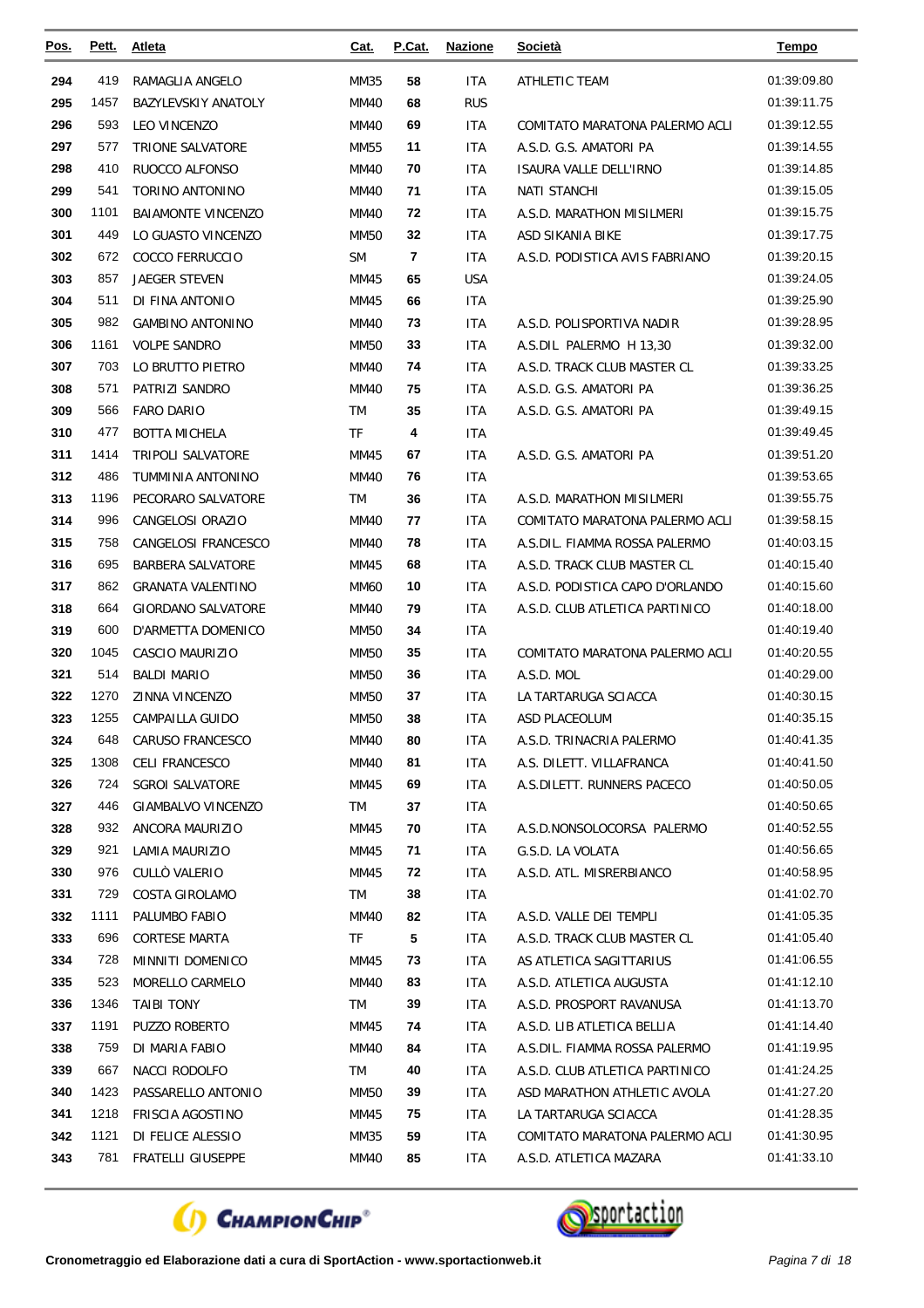| Pos. | Pett. | Atleta | Cat. | P.Cat. | Nazione | Società | Tempo |
|---|---|---|---|---|---|---|---|
| 294 | 419 | RAMAGLIA ANGELO | MM35 | 58 | ITA | ATHLETIC TEAM | 01:39:09.80 |
| 295 | 1457 | BAZYLEVSKIY ANATOLY | MM40 | 68 | RUS | | 01:39:11.75 |
| 296 | 593 | LEO VINCENZO | MM40 | 69 | ITA | COMITATO MARATONA PALERMO ACLI | 01:39:12.55 |
| 297 | 577 | TRIONE SALVATORE | MM55 | 11 | ITA | A.S.D. G.S. AMATORI PA | 01:39:14.55 |
| 298 | 410 | RUOCCO ALFONSO | MM40 | 70 | ITA | ISAURA VALLE DELL'IRNO | 01:39:14.85 |
| 299 | 541 | TORINO ANTONINO | MM40 | 71 | ITA | NATI STANCHI | 01:39:15.05 |
| 300 | 1101 | BAIAMONTE VINCENZO | MM40 | 72 | ITA | A.S.D. MARATHON MISILMERI | 01:39:15.75 |
| 301 | 449 | LO GUASTO VINCENZO | MM50 | 32 | ITA | ASD SIKANIA BIKE | 01:39:17.75 |
| 302 | 672 | COCCO FERRUCCIO | SM | 7 | ITA | A.S.D. PODISTICA AVIS FABRIANO | 01:39:20.15 |
| 303 | 857 | JAEGER STEVEN | MM45 | 65 | USA | | 01:39:24.05 |
| 304 | 511 | DI FINA ANTONIO | MM45 | 66 | ITA | | 01:39:25.90 |
| 305 | 982 | GAMBINO ANTONINO | MM40 | 73 | ITA | A.S.D. POLISPORTIVA NADIR | 01:39:28.95 |
| 306 | 1161 | VOLPE SANDRO | MM50 | 33 | ITA | A.S.DIL PALERMO H 13,30 | 01:39:32.00 |
| 307 | 703 | LO BRUTTO PIETRO | MM40 | 74 | ITA | A.S.D. TRACK CLUB MASTER CL | 01:39:33.25 |
| 308 | 571 | PATRIZI SANDRO | MM40 | 75 | ITA | A.S.D. G.S. AMATORI PA | 01:39:36.25 |
| 309 | 566 | FARO DARIO | TM | 35 | ITA | A.S.D. G.S. AMATORI PA | 01:39:49.15 |
| 310 | 477 | BOTTA MICHELA | TF | 4 | ITA | | 01:39:49.45 |
| 311 | 1414 | TRIPOLI SALVATORE | MM45 | 67 | ITA | A.S.D. G.S. AMATORI PA | 01:39:51.20 |
| 312 | 486 | TUMMINIA ANTONINO | MM40 | 76 | ITA | | 01:39:53.65 |
| 313 | 1196 | PECORARO SALVATORE | TM | 36 | ITA | A.S.D. MARATHON MISILMERI | 01:39:55.75 |
| 314 | 996 | CANGELOSI ORAZIO | MM40 | 77 | ITA | COMITATO MARATONA PALERMO ACLI | 01:39:58.15 |
| 315 | 758 | CANGELOSI FRANCESCO | MM40 | 78 | ITA | A.S.DIL. FIAMMA ROSSA PALERMO | 01:40:03.15 |
| 316 | 695 | BARBERA SALVATORE | MM45 | 68 | ITA | A.S.D. TRACK CLUB MASTER CL | 01:40:15.40 |
| 317 | 862 | GRANATA VALENTINO | MM60 | 10 | ITA | A.S.D. PODISTICA CAPO D'ORLANDO | 01:40:15.60 |
| 318 | 664 | GIORDANO SALVATORE | MM40 | 79 | ITA | A.S.D. CLUB ATLETICA PARTINICO | 01:40:18.00 |
| 319 | 600 | D'ARMETTA DOMENICO | MM50 | 34 | ITA | | 01:40:19.40 |
| 320 | 1045 | CASCIO MAURIZIO | MM50 | 35 | ITA | COMITATO MARATONA PALERMO ACLI | 01:40:20.55 |
| 321 | 514 | BALDI MARIO | MM50 | 36 | ITA | A.S.D. MOL | 01:40:29.00 |
| 322 | 1270 | ZINNA VINCENZO | MM50 | 37 | ITA | LA TARTARUGA SCIACCA | 01:40:30.15 |
| 323 | 1255 | CAMPAILLA GUIDO | MM50 | 38 | ITA | ASD PLACEOLUM | 01:40:35.15 |
| 324 | 648 | CARUSO FRANCESCO | MM40 | 80 | ITA | A.S.D. TRINACRIA PALERMO | 01:40:41.35 |
| 325 | 1308 | CELI FRANCESCO | MM40 | 81 | ITA | A.S. DILETT. VILLAFRANCA | 01:40:41.50 |
| 326 | 724 | SGROI SALVATORE | MM45 | 69 | ITA | A.S.DILETT. RUNNERS PACECO | 01:40:50.05 |
| 327 | 446 | GIAMBALVO VINCENZO | TM | 37 | ITA | | 01:40:50.65 |
| 328 | 932 | ANCORA MAURIZIO | MM45 | 70 | ITA | A.S.D.NONSOLOCORSA PALERMO | 01:40:52.55 |
| 329 | 921 | LAMIA MAURIZIO | MM45 | 71 | ITA | G.S.D. LA VOLATA | 01:40:56.65 |
| 330 | 976 | CULLÒ VALERIO | MM45 | 72 | ITA | A.S.D. ATL. MISRERBIANCO | 01:40:58.95 |
| 331 | 729 | COSTA GIROLAMO | TM | 38 | ITA | | 01:41:02.70 |
| 332 | 1111 | PALUMBO FABIO | MM40 | 82 | ITA | A.S.D. VALLE DEI TEMPLI | 01:41:05.35 |
| 333 | 696 | CORTESE MARTA | TF | 5 | ITA | A.S.D. TRACK CLUB MASTER CL | 01:41:05.40 |
| 334 | 728 | MINNITI DOMENICO | MM45 | 73 | ITA | AS ATLETICA SAGITTARIUS | 01:41:06.55 |
| 335 | 523 | MORELLO CARMELO | MM40 | 83 | ITA | A.S.D. ATLETICA AUGUSTA | 01:41:12.10 |
| 336 | 1346 | TAIBI TONY | TM | 39 | ITA | A.S.D. PROSPORT RAVANUSA | 01:41:13.70 |
| 337 | 1191 | PUZZO ROBERTO | MM45 | 74 | ITA | A.S.D. LIB ATLETICA BELLIA | 01:41:14.40 |
| 338 | 759 | DI MARIA FABIO | MM40 | 84 | ITA | A.S.DIL. FIAMMA ROSSA PALERMO | 01:41:19.95 |
| 339 | 667 | NACCI RODOLFO | TM | 40 | ITA | A.S.D. CLUB ATLETICA PARTINICO | 01:41:24.25 |
| 340 | 1423 | PASSARELLO ANTONIO | MM50 | 39 | ITA | ASD MARATHON ATHLETIC AVOLA | 01:41:27.20 |
| 341 | 1218 | FRISCIA AGOSTINO | MM45 | 75 | ITA | LA TARTARUGA SCIACCA | 01:41:28.35 |
| 342 | 1121 | DI FELICE ALESSIO | MM35 | 59 | ITA | COMITATO MARATONA PALERMO ACLI | 01:41:30.95 |
| 343 | 781 | FRATELLI GIUSEPPE | MM40 | 85 | ITA | A.S.D. ATLETICA MAZARA | 01:41:33.10 |

**Cronometraggio ed Elaborazione dati a cura di SportAction - www.sportactionweb.it**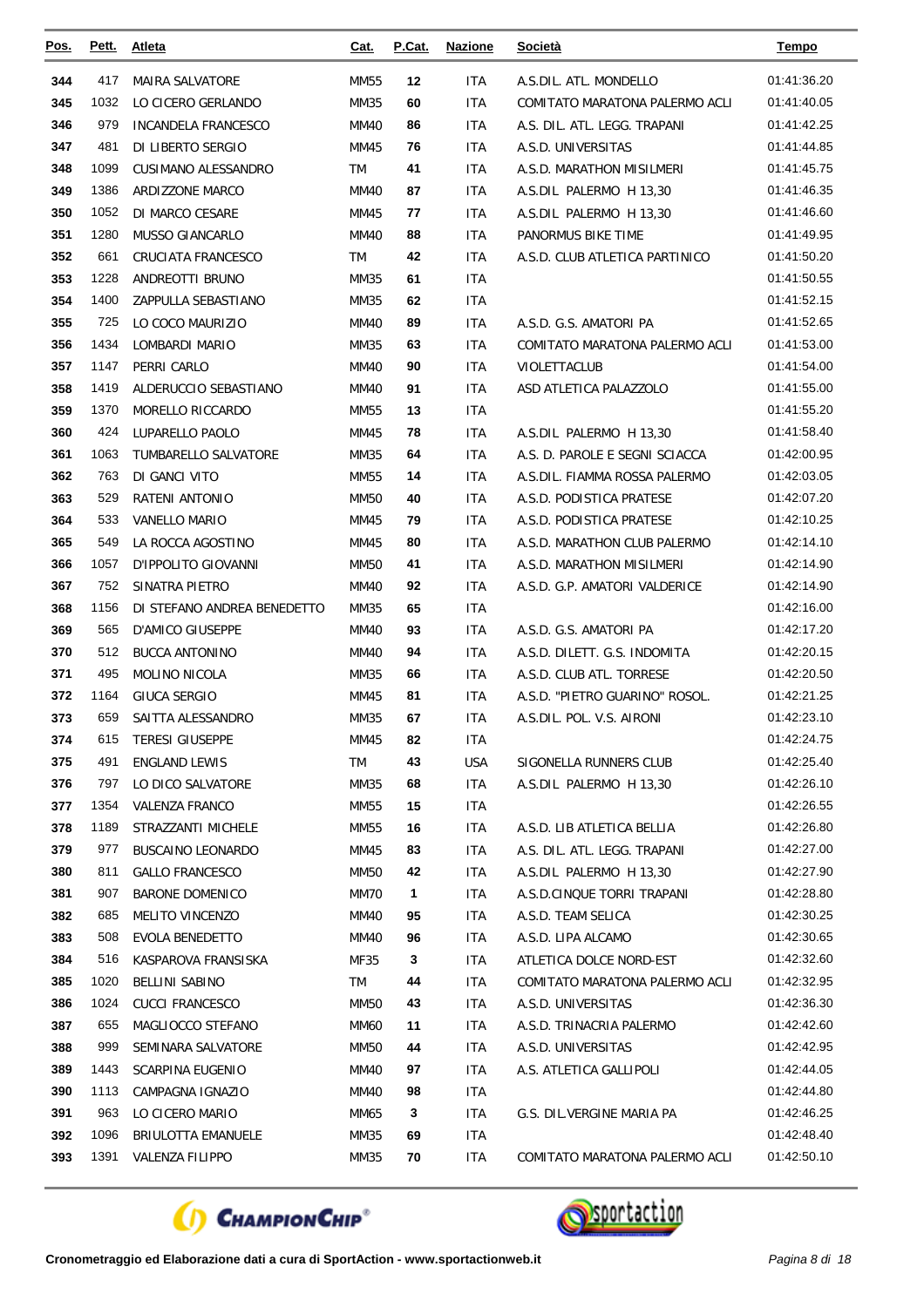| Pos. | Pett. | Atleta | Cat. | P.Cat. | Nazione | Società | Tempo |
|---|---|---|---|---|---|---|---|
| 344 | 417 | MAIRA SALVATORE | MM55 | 12 | ITA | A.S.DIL. ATL. MONDELLO | 01:41:36.20 |
| 345 | 1032 | LO CICERO GERLANDO | MM35 | 60 | ITA | COMITATO MARATONA PALERMO ACLI | 01:41:40.05 |
| 346 | 979 | INCANDELA FRANCESCO | MM40 | 86 | ITA | A.S. DIL. ATL. LEGG. TRAPANI | 01:41:42.25 |
| 347 | 481 | DI LIBERTO SERGIO | MM45 | 76 | ITA | A.S.D. UNIVERSITAS | 01:41:44.85 |
| 348 | 1099 | CUSIMANO ALESSANDRO | TM | 41 | ITA | A.S.D. MARATHON MISILMERI | 01:41:45.75 |
| 349 | 1386 | ARDIZZONE MARCO | MM40 | 87 | ITA | A.S.DIL PALERMO H 13,30 | 01:41:46.35 |
| 350 | 1052 | DI MARCO CESARE | MM45 | 77 | ITA | A.S.DIL PALERMO H 13,30 | 01:41:46.60 |
| 351 | 1280 | MUSSO GIANCARLO | MM40 | 88 | ITA | PANORMUS BIKE TIME | 01:41:49.95 |
| 352 | 661 | CRUCIATA FRANCESCO | TM | 42 | ITA | A.S.D. CLUB ATLETICA PARTINICO | 01:41:50.20 |
| 353 | 1228 | ANDREOTTI BRUNO | MM35 | 61 | ITA | | 01:41:50.55 |
| 354 | 1400 | ZAPPULLA SEBASTIANO | MM35 | 62 | ITA | | 01:41:52.15 |
| 355 | 725 | LO COCO MAURIZIO | MM40 | 89 | ITA | A.S.D. G.S. AMATORI PA | 01:41:52.65 |
| 356 | 1434 | LOMBARDI MARIO | MM35 | 63 | ITA | COMITATO MARATONA PALERMO ACLI | 01:41:53.00 |
| 357 | 1147 | PERRI CARLO | MM40 | 90 | ITA | VIOLETTACLUB | 01:41:54.00 |
| 358 | 1419 | ALDERUCCIO SEBASTIANO | MM40 | 91 | ITA | ASD ATLETICA PALAZZOLO | 01:41:55.00 |
| 359 | 1370 | MORELLO RICCARDO | MM55 | 13 | ITA | | 01:41:55.20 |
| 360 | 424 | LUPARELLO PAOLO | MM45 | 78 | ITA | A.S.DIL PALERMO H 13,30 | 01:41:58.40 |
| 361 | 1063 | TUMBARELLO SALVATORE | MM35 | 64 | ITA | A.S. D. PAROLE E SEGNI SCIACCA | 01:42:00.95 |
| 362 | 763 | DI GANCI VITO | MM55 | 14 | ITA | A.S.DIL. FIAMMA ROSSA PALERMO | 01:42:03.05 |
| 363 | 529 | RATENI ANTONIO | MM50 | 40 | ITA | A.S.D. PODISTICA PRATESE | 01:42:07.20 |
| 364 | 533 | VANELLO MARIO | MM45 | 79 | ITA | A.S.D. PODISTICA PRATESE | 01:42:10.25 |
| 365 | 549 | LA ROCCA AGOSTINO | MM45 | 80 | ITA | A.S.D. MARATHON CLUB PALERMO | 01:42:14.10 |
| 366 | 1057 | D'IPPOLITO GIOVANNI | MM50 | 41 | ITA | A.S.D. MARATHON MISILMERI | 01:42:14.90 |
| 367 | 752 | SINATRA PIETRO | MM40 | 92 | ITA | A.S.D. G.P. AMATORI VALDERICE | 01:42:14.90 |
| 368 | 1156 | DI STEFANO ANDREA BENEDETTO | MM35 | 65 | ITA | | 01:42:16.00 |
| 369 | 565 | D'AMICO GIUSEPPE | MM40 | 93 | ITA | A.S.D. G.S. AMATORI PA | 01:42:17.20 |
| 370 | 512 | BUCCA ANTONINO | MM40 | 94 | ITA | A.S.D. DILETT. G.S. INDOMITA | 01:42:20.15 |
| 371 | 495 | MOLINO NICOLA | MM35 | 66 | ITA | A.S.D. CLUB ATL. TORRESE | 01:42:20.50 |
| 372 | 1164 | GIUCA SERGIO | MM45 | 81 | ITA | A.S.D. "PIETRO GUARINO" ROSOL. | 01:42:21.25 |
| 373 | 659 | SAITTA ALESSANDRO | MM35 | 67 | ITA | A.S.DIL. POL. V.S. AIRONI | 01:42:23.10 |
| 374 | 615 | TERESI GIUSEPPE | MM45 | 82 | ITA | | 01:42:24.75 |
| 375 | 491 | ENGLAND LEWIS | TM | 43 | USA | SIGONELLA RUNNERS CLUB | 01:42:25.40 |
| 376 | 797 | LO DICO SALVATORE | MM35 | 68 | ITA | A.S.DIL PALERMO H 13,30 | 01:42:26.10 |
| 377 | 1354 | VALENZA FRANCO | MM55 | 15 | ITA | | 01:42:26.55 |
| 378 | 1189 | STRAZZANTI MICHELE | MM55 | 16 | ITA | A.S.D. LIB ATLETICA BELLIA | 01:42:26.80 |
| 379 | 977 | BUSCAINO LEONARDO | MM45 | 83 | ITA | A.S. DIL. ATL. LEGG. TRAPANI | 01:42:27.00 |
| 380 | 811 | GALLO FRANCESCO | MM50 | 42 | ITA | A.S.DIL PALERMO H 13,30 | 01:42:27.90 |
| 381 | 907 | BARONE DOMENICO | MM70 | 1 | ITA | A.S.D.CINQUE TORRI TRAPANI | 01:42:28.80 |
| 382 | 685 | MELITO VINCENZO | MM40 | 95 | ITA | A.S.D. TEAM SELICA | 01:42:30.25 |
| 383 | 508 | EVOLA BENEDETTO | MM40 | 96 | ITA | A.S.D. LIPA ALCAMO | 01:42:30.65 |
| 384 | 516 | KASPAROVA FRANSISKA | MF35 | 3 | ITA | ATLETICA DOLCE NORD-EST | 01:42:32.60 |
| 385 | 1020 | BELLINI SABINO | TM | 44 | ITA | COMITATO MARATONA PALERMO ACLI | 01:42:32.95 |
| 386 | 1024 | CUCCI FRANCESCO | MM50 | 43 | ITA | A.S.D. UNIVERSITAS | 01:42:36.30 |
| 387 | 655 | MAGLIOCCO STEFANO | MM60 | 11 | ITA | A.S.D. TRINACRIA PALERMO | 01:42:42.60 |
| 388 | 999 | SEMINARA SALVATORE | MM50 | 44 | ITA | A.S.D. UNIVERSITAS | 01:42:42.95 |
| 389 | 1443 | SCARPINA EUGENIO | MM40 | 97 | ITA | A.S. ATLETICA GALLIPOLI | 01:42:44.05 |
| 390 | 1113 | CAMPAGNA IGNAZIO | MM40 | 98 | ITA | | 01:42:44.80 |
| 391 | 963 | LO CICERO MARIO | MM65 | 3 | ITA | G.S. DIL.VERGINE MARIA PA | 01:42:46.25 |
| 392 | 1096 | BRIULOTTA EMANUELE | MM35 | 69 | ITA | | 01:42:48.40 |
| 393 | 1391 | VALENZA FILIPPO | MM35 | 70 | ITA | COMITATO MARATONA PALERMO ACLI | 01:42:50.10 |

**Cronometraggio ed Elaborazione dati a cura di SportAction - www.sportactionweb.it**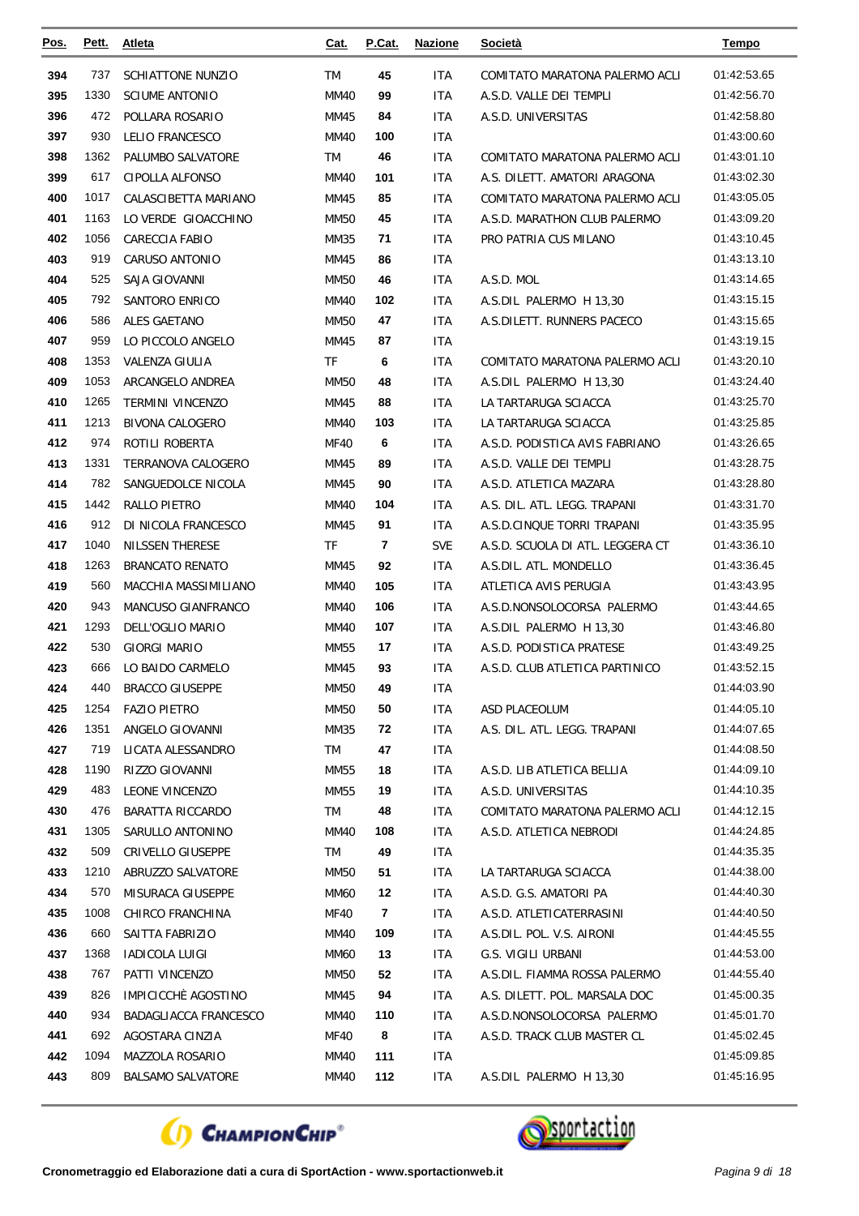| Pos. | Pett. | Atleta | Cat. | P.Cat. | Nazione | Società | Tempo |
|---|---|---|---|---|---|---|---|
| 394 | 737 | SCHIATTONE NUNZIO | TM | 45 | ITA | COMITATO MARATONA PALERMO ACLI | 01:42:53.65 |
| 395 | 1330 | SCIUME ANTONIO | MM40 | 99 | ITA | A.S.D. VALLE DEI TEMPLI | 01:42:56.70 |
| 396 | 472 | POLLARA ROSARIO | MM45 | 84 | ITA | A.S.D. UNIVERSITAS | 01:42:58.80 |
| 397 | 930 | LELIO FRANCESCO | MM40 | 100 | ITA | | 01:43:00.60 |
| 398 | 1362 | PALUMBO SALVATORE | TM | 46 | ITA | COMITATO MARATONA PALERMO ACLI | 01:43:01.10 |
| 399 | 617 | CIPOLLA ALFONSO | MM40 | 101 | ITA | A.S. DILETT. AMATORI ARAGONA | 01:43:02.30 |
| 400 | 1017 | CALASCIBETTA MARIANO | MM45 | 85 | ITA | COMITATO MARATONA PALERMO ACLI | 01:43:05.05 |
| 401 | 1163 | LO VERDE GIOACCHINO | MM50 | 45 | ITA | A.S.D. MARATHON CLUB PALERMO | 01:43:09.20 |
| 402 | 1056 | CARECCIA FABIO | MM35 | 71 | ITA | PRO PATRIA CUS MILANO | 01:43:10.45 |
| 403 | 919 | CARUSO ANTONIO | MM45 | 86 | ITA | | 01:43:13.10 |
| 404 | 525 | SAJA GIOVANNI | MM50 | 46 | ITA | A.S.D. MOL | 01:43:14.65 |
| 405 | 792 | SANTORO ENRICO | MM40 | 102 | ITA | A.S.DIL PALERMO H 13,30 | 01:43:15.15 |
| 406 | 586 | ALES GAETANO | MM50 | 47 | ITA | A.S.DILETT. RUNNERS PACECO | 01:43:15.65 |
| 407 | 959 | LO PICCOLO ANGELO | MM45 | 87 | ITA | | 01:43:19.15 |
| 408 | 1353 | VALENZA GIULIA | TF | 6 | ITA | COMITATO MARATONA PALERMO ACLI | 01:43:20.10 |
| 409 | 1053 | ARCANGELO ANDREA | MM50 | 48 | ITA | A.S.DIL PALERMO H 13,30 | 01:43:24.40 |
| 410 | 1265 | TERMINI VINCENZO | MM45 | 88 | ITA | LA TARTARUGA SCIACCA | 01:43:25.70 |
| 411 | 1213 | BIVONA CALOGERO | MM40 | 103 | ITA | LA TARTARUGA SCIACCA | 01:43:25.85 |
| 412 | 974 | ROTILI ROBERTA | MF40 | 6 | ITA | A.S.D. PODISTICA AVIS FABRIANO | 01:43:26.65 |
| 413 | 1331 | TERRANOVA CALOGERO | MM45 | 89 | ITA | A.S.D. VALLE DEI TEMPLI | 01:43:28.75 |
| 414 | 782 | SANGUEDOLCE NICOLA | MM45 | 90 | ITA | A.S.D. ATLETICA MAZARA | 01:43:28.80 |
| 415 | 1442 | RALLO PIETRO | MM40 | 104 | ITA | A.S. DIL. ATL. LEGG. TRAPANI | 01:43:31.70 |
| 416 | 912 | DI NICOLA FRANCESCO | MM45 | 91 | ITA | A.S.D.CINQUE TORRI TRAPANI | 01:43:35.95 |
| 417 | 1040 | NILSSEN THERESE | TF | 7 | SVE | A.S.D. SCUOLA DI ATL. LEGGERA CT | 01:43:36.10 |
| 418 | 1263 | BRANCATO RENATO | MM45 | 92 | ITA | A.S.DIL. ATL. MONDELLO | 01:43:36.45 |
| 419 | 560 | MACCHIA MASSIMILIANO | MM40 | 105 | ITA | ATLETICA AVIS PERUGIA | 01:43:43.95 |
| 420 | 943 | MANCUSO GIANFRANCO | MM40 | 106 | ITA | A.S.D.NONSOLOCORSA PALERMO | 01:43:44.65 |
| 421 | 1293 | DELL'OGLIO MARIO | MM40 | 107 | ITA | A.S.DIL PALERMO H 13,30 | 01:43:46.80 |
| 422 | 530 | GIORGI MARIO | MM55 | 17 | ITA | A.S.D. PODISTICA PRATESE | 01:43:49.25 |
| 423 | 666 | LO BAIDO CARMELO | MM45 | 93 | ITA | A.S.D. CLUB ATLETICA PARTINICO | 01:43:52.15 |
| 424 | 440 | BRACCO GIUSEPPE | MM50 | 49 | ITA | | 01:44:03.90 |
| 425 | 1254 | FAZIO PIETRO | MM50 | 50 | ITA | ASD PLACEOLUM | 01:44:05.10 |
| 426 | 1351 | ANGELO GIOVANNI | MM35 | 72 | ITA | A.S. DIL. ATL. LEGG. TRAPANI | 01:44:07.65 |
| 427 | 719 | LICATA ALESSANDRO | TM | 47 | ITA | | 01:44:08.50 |
| 428 | 1190 | RIZZO GIOVANNI | MM55 | 18 | ITA | A.S.D. LIB ATLETICA BELLIA | 01:44:09.10 |
| 429 | 483 | LEONE VINCENZO | MM55 | 19 | ITA | A.S.D. UNIVERSITAS | 01:44:10.35 |
| 430 | 476 | BARATTA RICCARDO | TM | 48 | ITA | COMITATO MARATONA PALERMO ACLI | 01:44:12.15 |
| 431 | 1305 | SARULLO ANTONINO | MM40 | 108 | ITA | A.S.D. ATLETICA NEBRODI | 01:44:24.85 |
| 432 | 509 | CRIVELLO GIUSEPPE | TM | 49 | ITA | | 01:44:35.35 |
| 433 | 1210 | ABRUZZO SALVATORE | MM50 | 51 | ITA | LA TARTARUGA SCIACCA | 01:44:38.00 |
| 434 | 570 | MISURACA GIUSEPPE | MM60 | 12 | ITA | A.S.D. G.S. AMATORI PA | 01:44:40.30 |
| 435 | 1008 | CHIRCO FRANCHINA | MF40 | 7 | ITA | A.S.D. ATLETICATERRASINI | 01:44:40.50 |
| 436 | 660 | SAITTA FABRIZIO | MM40 | 109 | ITA | A.S.DIL. POL. V.S. AIRONI | 01:44:45.55 |
| 437 | 1368 | IADICOLA LUIGI | MM60 | 13 | ITA | G.S. VIGILI URBANI | 01:44:53.00 |
| 438 | 767 | PATTI VINCENZO | MM50 | 52 | ITA | A.S.DIL. FIAMMA ROSSA PALERMO | 01:44:55.40 |
| 439 | 826 | IMPICICCHÈ AGOSTINO | MM45 | 94 | ITA | A.S. DILETT. POL. MARSALA DOC | 01:45:00.35 |
| 440 | 934 | BADAGLIACCA FRANCESCO | MM40 | 110 | ITA | A.S.D.NONSOLOCORSA PALERMO | 01:45:01.70 |
| 441 | 692 | AGOSTARA CINZIA | MF40 | 8 | ITA | A.S.D. TRACK CLUB MASTER CL | 01:45:02.45 |
| 442 | 1094 | MAZZOLA ROSARIO | MM40 | 111 | ITA | | 01:45:09.85 |
| 443 | 809 | BALSAMO SALVATORE | MM40 | 112 | ITA | A.S.DIL PALERMO H 13,30 | 01:45:16.95 |

Cronometraggio ed Elaborazione dati a cura di SportAction - www.sportactionweb.it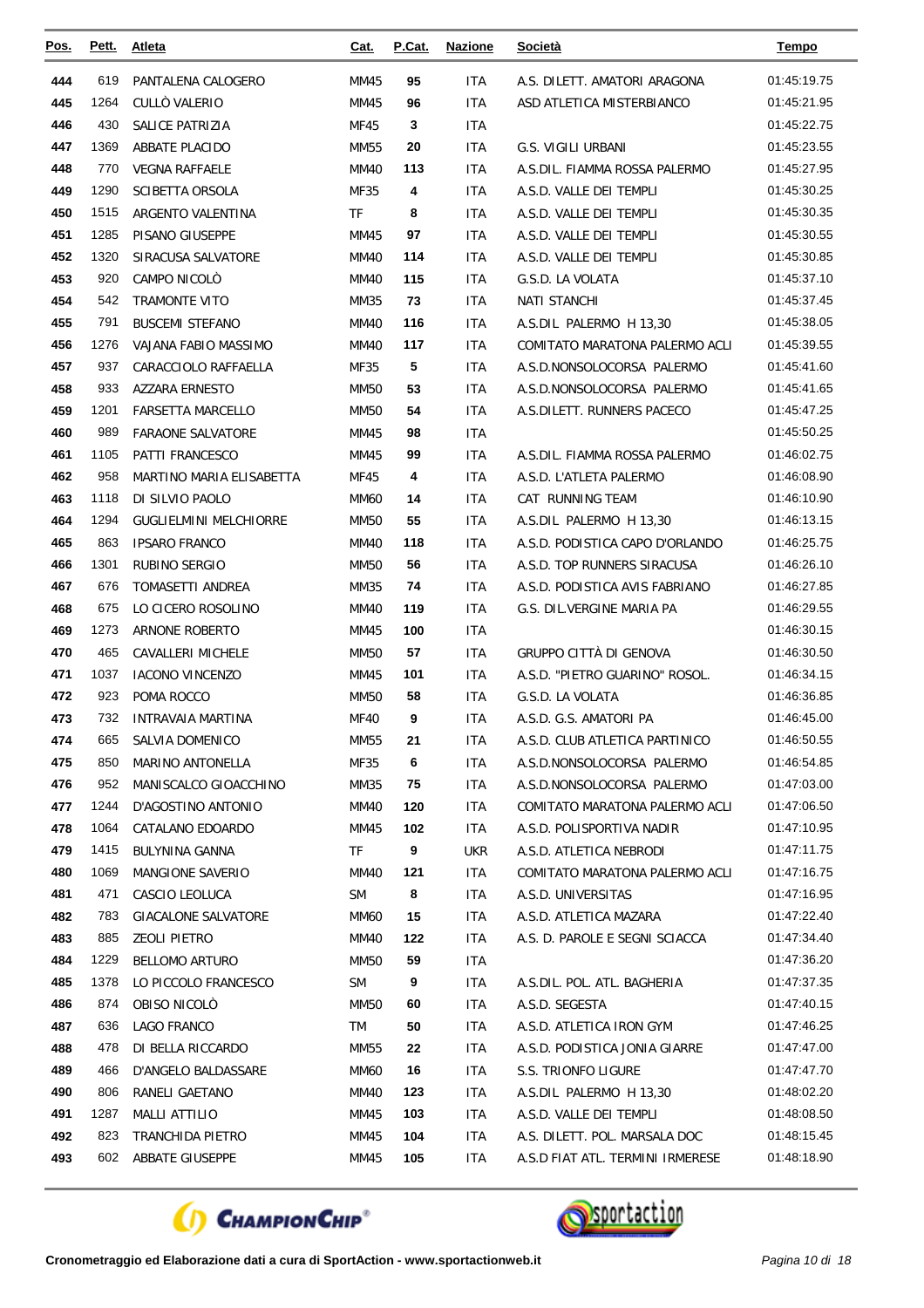| Pos. | Pett. | Atleta | Cat. | P.Cat. | Nazione | Società | Tempo |
|---|---|---|---|---|---|---|---|
| 444 | 619 | PANTALENA CALOGERO | MM45 | 95 | ITA | A.S. DILETT. AMATORI ARAGONA | 01:45:19.75 |
| 445 | 1264 | CULLÒ VALERIO | MM45 | 96 | ITA | ASD ATLETICA MISTERBIANCO | 01:45:21.95 |
| 446 | 430 | SALICE PATRIZIA | MF45 | 3 | ITA | | 01:45:22.75 |
| 447 | 1369 | ABBATE PLACIDO | MM55 | 20 | ITA | G.S. VIGILI URBANI | 01:45:23.55 |
| 448 | 770 | VEGNA RAFFAELE | MM40 | 113 | ITA | A.S.DIL. FIAMMA ROSSA PALERMO | 01:45:27.95 |
| 449 | 1290 | SCIBETTA ORSOLA | MF35 | 4 | ITA | A.S.D. VALLE DEI TEMPLI | 01:45:30.25 |
| 450 | 1515 | ARGENTO VALENTINA | TF | 8 | ITA | A.S.D. VALLE DEI TEMPLI | 01:45:30.35 |
| 451 | 1285 | PISANO GIUSEPPE | MM45 | 97 | ITA | A.S.D. VALLE DEI TEMPLI | 01:45:30.55 |
| 452 | 1320 | SIRACUSA SALVATORE | MM40 | 114 | ITA | A.S.D. VALLE DEI TEMPLI | 01:45:30.85 |
| 453 | 920 | CAMPO NICOLÒ | MM40 | 115 | ITA | G.S.D. LA VOLATA | 01:45:37.10 |
| 454 | 542 | TRAMONTE VITO | MM35 | 73 | ITA | NATI STANCHI | 01:45:37.45 |
| 455 | 791 | BUSCEMI STEFANO | MM40 | 116 | ITA | A.S.DIL PALERMO H 13,30 | 01:45:38.05 |
| 456 | 1276 | VAJANA FABIO MASSIMO | MM40 | 117 | ITA | COMITATO MARATONA PALERMO ACLI | 01:45:39.55 |
| 457 | 937 | CARACCIOLO RAFFAELLA | MF35 | 5 | ITA | A.S.D.NONSOLOCORSA PALERMO | 01:45:41.60 |
| 458 | 933 | AZZARA ERNESTO | MM50 | 53 | ITA | A.S.D.NONSOLOCORSA PALERMO | 01:45:41.65 |
| 459 | 1201 | FARSETTA MARCELLO | MM50 | 54 | ITA | A.S.DILETT. RUNNERS PACECO | 01:45:47.25 |
| 460 | 989 | FARAONE SALVATORE | MM45 | 98 | ITA | | 01:45:50.25 |
| 461 | 1105 | PATTI FRANCESCO | MM45 | 99 | ITA | A.S.DIL. FIAMMA ROSSA PALERMO | 01:46:02.75 |
| 462 | 958 | MARTINO MARIA ELISABETTA | MF45 | 4 | ITA | A.S.D. L'ATLETA PALERMO | 01:46:08.90 |
| 463 | 1118 | DI SILVIO PAOLO | MM60 | 14 | ITA | CAT RUNNING TEAM | 01:46:10.90 |
| 464 | 1294 | GUGLIELMINI MELCHIORRE | MM50 | 55 | ITA | A.S.DIL PALERMO H 13,30 | 01:46:13.15 |
| 465 | 863 | IPSARO FRANCO | MM40 | 118 | ITA | A.S.D. PODISTICA CAPO D'ORLANDO | 01:46:25.75 |
| 466 | 1301 | RUBINO SERGIO | MM50 | 56 | ITA | A.S.D. TOP RUNNERS SIRACUSA | 01:46:26.10 |
| 467 | 676 | TOMASETTI ANDREA | MM35 | 74 | ITA | A.S.D. PODISTICA AVIS FABRIANO | 01:46:27.85 |
| 468 | 675 | LO CICERO ROSOLINO | MM40 | 119 | ITA | G.S. DIL.VERGINE MARIA PA | 01:46:29.55 |
| 469 | 1273 | ARNONE ROBERTO | MM45 | 100 | ITA | | 01:46:30.15 |
| 470 | 465 | CAVALLERI MICHELE | MM50 | 57 | ITA | GRUPPO CITTÀ DI GENOVA | 01:46:30.50 |
| 471 | 1037 | IACONO VINCENZO | MM45 | 101 | ITA | A.S.D. "PIETRO GUARINO" ROSOL. | 01:46:34.15 |
| 472 | 923 | POMA ROCCO | MM50 | 58 | ITA | G.S.D. LA VOLATA | 01:46:36.85 |
| 473 | 732 | INTRAVAIA MARTINA | MF40 | 9 | ITA | A.S.D. G.S. AMATORI PA | 01:46:45.00 |
| 474 | 665 | SALVIA DOMENICO | MM55 | 21 | ITA | A.S.D. CLUB ATLETICA PARTINICO | 01:46:50.55 |
| 475 | 850 | MARINO ANTONELLA | MF35 | 6 | ITA | A.S.D.NONSOLOCORSA PALERMO | 01:46:54.85 |
| 476 | 952 | MANISCALCO GIOACCHINO | MM35 | 75 | ITA | A.S.D.NONSOLOCORSA PALERMO | 01:47:03.00 |
| 477 | 1244 | D'AGOSTINO ANTONIO | MM40 | 120 | ITA | COMITATO MARATONA PALERMO ACLI | 01:47:06.50 |
| 478 | 1064 | CATALANO EDOARDO | MM45 | 102 | ITA | A.S.D. POLISPORTIVA NADIR | 01:47:10.95 |
| 479 | 1415 | BULYNINA GANNA | TF | 9 | UKR | A.S.D. ATLETICA NEBRODI | 01:47:11.75 |
| 480 | 1069 | MANGIONE SAVERIO | MM40 | 121 | ITA | COMITATO MARATONA PALERMO ACLI | 01:47:16.75 |
| 481 | 471 | CASCIO LEOLUCA | SM | 8 | ITA | A.S.D. UNIVERSITAS | 01:47:16.95 |
| 482 | 783 | GIACALONE SALVATORE | MM60 | 15 | ITA | A.S.D. ATLETICA MAZARA | 01:47:22.40 |
| 483 | 885 | ZEOLI PIETRO | MM40 | 122 | ITA | A.S. D. PAROLE E SEGNI SCIACCA | 01:47:34.40 |
| 484 | 1229 | BELLOMO ARTURO | MM50 | 59 | ITA | | 01:47:36.20 |
| 485 | 1378 | LO PICCOLO FRANCESCO | SM | 9 | ITA | A.S.DIL. POL. ATL. BAGHERIA | 01:47:37.35 |
| 486 | 874 | OBISO NICOLÒ | MM50 | 60 | ITA | A.S.D. SEGESTA | 01:47:40.15 |
| 487 | 636 | LAGO FRANCO | TM | 50 | ITA | A.S.D. ATLETICA IRON GYM | 01:47:46.25 |
| 488 | 478 | DI BELLA RICCARDO | MM55 | 22 | ITA | A.S.D. PODISTICA JONIA GIARRE | 01:47:47.00 |
| 489 | 466 | D'ANGELO BALDASSARE | MM60 | 16 | ITA | S.S. TRIONFO LIGURE | 01:47:47.70 |
| 490 | 806 | RANELI GAETANO | MM40 | 123 | ITA | A.S.DIL PALERMO H 13,30 | 01:48:02.20 |
| 491 | 1287 | MALLI ATTILIO | MM45 | 103 | ITA | A.S.D. VALLE DEI TEMPLI | 01:48:08.50 |
| 492 | 823 | TRANCHIDA PIETRO | MM45 | 104 | ITA | A.S. DILETT. POL. MARSALA DOC | 01:48:15.45 |
| 493 | 602 | ABBATE GIUSEPPE | MM45 | 105 | ITA | A.S.D FIAT ATL. TERMINI IRMERESE | 01:48:18.90 |

**Cronometraggio ed Elaborazione dati a cura di SportAction - www.sportactionweb.it**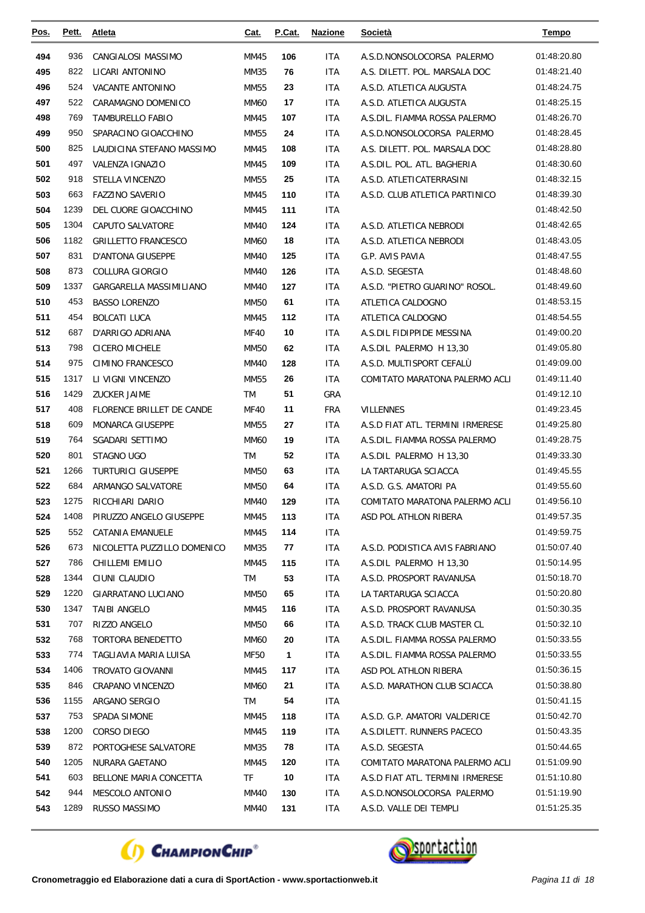| Pos. | Pett. | Atleta | Cat. | P.Cat. | Nazione | Società | Tempo |
|---|---|---|---|---|---|---|---|
| 494 | 936 | CANGIALOSI MASSIMO | MM45 | 106 | ITA | A.S.D.NONSOLOCORSA PALERMO | 01:48:20.80 |
| 495 | 822 | LICARI ANTONINO | MM35 | 76 | ITA | A.S. DILETT. POL. MARSALA DOC | 01:48:21.40 |
| 496 | 524 | VACANTE ANTONINO | MM55 | 23 | ITA | A.S.D. ATLETICA AUGUSTA | 01:48:24.75 |
| 497 | 522 | CARAMAGNO DOMENICO | MM60 | 17 | ITA | A.S.D. ATLETICA AUGUSTA | 01:48:25.15 |
| 498 | 769 | TAMBURELLO FABIO | MM45 | 107 | ITA | A.S.DIL. FIAMMA ROSSA PALERMO | 01:48:26.70 |
| 499 | 950 | SPARACINO GIOACCHINO | MM55 | 24 | ITA | A.S.D.NONSOLOCORSA PALERMO | 01:48:28.45 |
| 500 | 825 | LAUDICINA STEFANO MASSIMO | MM45 | 108 | ITA | A.S. DILETT. POL. MARSALA DOC | 01:48:28.80 |
| 501 | 497 | VALENZA IGNAZIO | MM45 | 109 | ITA | A.S.DIL. POL. ATL. BAGHERIA | 01:48:30.60 |
| 502 | 918 | STELLA VINCENZO | MM55 | 25 | ITA | A.S.D. ATLETICATERRASINI | 01:48:32.15 |
| 503 | 663 | FAZZINO SAVERIO | MM45 | 110 | ITA | A.S.D. CLUB ATLETICA PARTINICO | 01:48:39.30 |
| 504 | 1239 | DEL CUORE GIOACCHINO | MM45 | 111 | ITA | | 01:48:42.50 |
| 505 | 1304 | CAPUTO SALVATORE | MM40 | 124 | ITA | A.S.D. ATLETICA NEBRODI | 01:48:42.65 |
| 506 | 1182 | GRILLETTO FRANCESCO | MM60 | 18 | ITA | A.S.D. ATLETICA NEBRODI | 01:48:43.05 |
| 507 | 831 | D'ANTONA GIUSEPPE | MM40 | 125 | ITA | G.P. AVIS PAVIA | 01:48:47.55 |
| 508 | 873 | COLLURA GIORGIO | MM40 | 126 | ITA | A.S.D. SEGESTA | 01:48:48.60 |
| 509 | 1337 | GARGARELLA MASSIMILIANO | MM40 | 127 | ITA | A.S.D. "PIETRO GUARINO" ROSOL. | 01:48:49.60 |
| 510 | 453 | BASSO LORENZO | MM50 | 61 | ITA | ATLETICA CALDOGNO | 01:48:53.15 |
| 511 | 454 | BOLCATI LUCA | MM45 | 112 | ITA | ATLETICA CALDOGNO | 01:48:54.55 |
| 512 | 687 | D'ARRIGO ADRIANA | MF40 | 10 | ITA | A.S.DIL FIDIPPIDE MESSINA | 01:49:00.20 |
| 513 | 798 | CICERO MICHELE | MM50 | 62 | ITA | A.S.DIL PALERMO H 13,30 | 01:49:05.80 |
| 514 | 975 | CIMINO FRANCESCO | MM40 | 128 | ITA | A.S.D. MULTISPORT CEFALÙ | 01:49:09.00 |
| 515 | 1317 | LI VIGNI VINCENZO | MM55 | 26 | ITA | COMITATO MARATONA PALERMO ACLI | 01:49:11.40 |
| 516 | 1429 | ZUCKER JAIME | TM | 51 | GRA | | 01:49:12.10 |
| 517 | 408 | FLORENCE BRILLET DE CANDE | MF40 | 11 | FRA | VILLENNES | 01:49:23.45 |
| 518 | 609 | MONARCA GIUSEPPE | MM55 | 27 | ITA | A.S.D FIAT ATL. TERMINI IRMERESE | 01:49:25.80 |
| 519 | 764 | SGADARI SETTIMO | MM60 | 19 | ITA | A.S.DIL. FIAMMA ROSSA PALERMO | 01:49:28.75 |
| 520 | 801 | STAGNO UGO | TM | 52 | ITA | A.S.DIL PALERMO H 13,30 | 01:49:33.30 |
| 521 | 1266 | TURTURICI GIUSEPPE | MM50 | 63 | ITA | LA TARTARUGA SCIACCA | 01:49:45.55 |
| 522 | 684 | ARMANGO SALVATORE | MM50 | 64 | ITA | A.S.D. G.S. AMATORI PA | 01:49:55.60 |
| 523 | 1275 | RICCHIARI DARIO | MM40 | 129 | ITA | COMITATO MARATONA PALERMO ACLI | 01:49:56.10 |
| 524 | 1408 | PIRUZZO ANGELO GIUSEPPE | MM45 | 113 | ITA | ASD POL ATHLON RIBERA | 01:49:57.35 |
| 525 | 552 | CATANIA EMANUELE | MM45 | 114 | ITA | | 01:49:59.75 |
| 526 | 673 | NICOLETTA PUZZILLO DOMENICO | MM35 | 77 | ITA | A.S.D. PODISTICA AVIS FABRIANO | 01:50:07.40 |
| 527 | 786 | CHILLEMI EMILIO | MM45 | 115 | ITA | A.S.DIL PALERMO H 13,30 | 01:50:14.95 |
| 528 | 1344 | CIUNI CLAUDIO | TM | 53 | ITA | A.S.D. PROSPORT RAVANUSA | 01:50:18.70 |
| 529 | 1220 | GIARRATANO LUCIANO | MM50 | 65 | ITA | LA TARTARUGA SCIACCA | 01:50:20.80 |
| 530 | 1347 | TAIBI ANGELO | MM45 | 116 | ITA | A.S.D. PROSPORT RAVANUSA | 01:50:30.35 |
| 531 | 707 | RIZZO ANGELO | MM50 | 66 | ITA | A.S.D. TRACK CLUB MASTER CL | 01:50:32.10 |
| 532 | 768 | TORTORA BENEDETTO | MM60 | 20 | ITA | A.S.DIL. FIAMMA ROSSA PALERMO | 01:50:33.55 |
| 533 | 774 | TAGLIAVIA MARIA LUISA | MF50 | 1 | ITA | A.S.DIL. FIAMMA ROSSA PALERMO | 01:50:33.55 |
| 534 | 1406 | TROVATO GIOVANNI | MM45 | 117 | ITA | ASD POL ATHLON RIBERA | 01:50:36.15 |
| 535 | 846 | CRAPANO VINCENZO | MM60 | 21 | ITA | A.S.D. MARATHON CLUB SCIACCA | 01:50:38.80 |
| 536 | 1155 | ARGANO SERGIO | TM | 54 | ITA | | 01:50:41.15 |
| 537 | 753 | SPADA SIMONE | MM45 | 118 | ITA | A.S.D. G.P. AMATORI VALDERICE | 01:50:42.70 |
| 538 | 1200 | CORSO DIEGO | MM45 | 119 | ITA | A.S.DILETT. RUNNERS PACECO | 01:50:43.35 |
| 539 | 872 | PORTOGHESE SALVATORE | MM35 | 78 | ITA | A.S.D. SEGESTA | 01:50:44.65 |
| 540 | 1205 | NURARA GAETANO | MM45 | 120 | ITA | COMITATO MARATONA PALERMO ACLI | 01:51:09.90 |
| 541 | 603 | BELLONE MARIA CONCETTA | TF | 10 | ITA | A.S.D FIAT ATL. TERMINI IRMERESE | 01:51:10.80 |
| 542 | 944 | MESCOLO ANTONIO | MM40 | 130 | ITA | A.S.D.NONSOLOCORSA PALERMO | 01:51:19.90 |
| 543 | 1289 | RUSSO MASSIMO | MM40 | 131 | ITA | A.S.D. VALLE DEI TEMPLI | 01:51:25.35 |

Cronometraggio ed Elaborazione dati a cura di SportAction - www.sportactionweb.it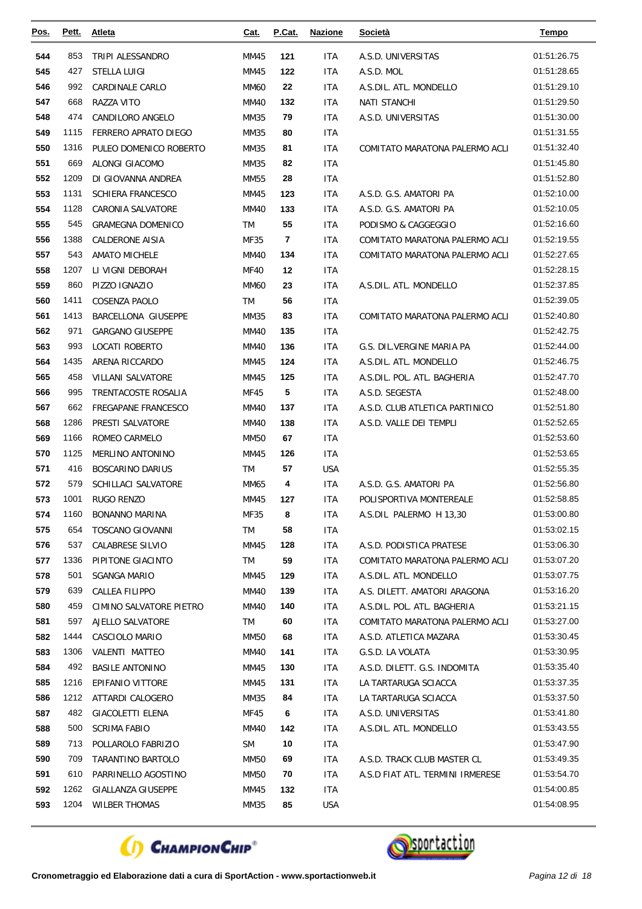| Pos. | Pett. | Atleta | Cat. | P.Cat. | Nazione | Società | Tempo |
|---|---|---|---|---|---|---|---|
| 544 | 853 | TRIPI ALESSANDRO | MM45 | 121 | ITA | A.S.D. UNIVERSITAS | 01:51:26.75 |
| 545 | 427 | STELLA LUIGI | MM45 | 122 | ITA | A.S.D. MOL | 01:51:28.65 |
| 546 | 992 | CARDINALE CARLO | MM60 | 22 | ITA | A.S.DIL. ATL. MONDELLO | 01:51:29.10 |
| 547 | 668 | RAZZA VITO | MM40 | 132 | ITA | NATI STANCHI | 01:51:29.50 |
| 548 | 474 | CANDILORO ANGELO | MM35 | 79 | ITA | A.S.D. UNIVERSITAS | 01:51:30.00 |
| 549 | 1115 | FERRERO APRATO DIEGO | MM35 | 80 | ITA | | 01:51:31.55 |
| 550 | 1316 | PULEO DOMENICO ROBERTO | MM35 | 81 | ITA | COMITATO MARATONA PALERMO ACLI | 01:51:32.40 |
| 551 | 669 | ALONGI GIACOMO | MM35 | 82 | ITA | | 01:51:45.80 |
| 552 | 1209 | DI GIOVANNA ANDREA | MM55 | 28 | ITA | | 01:51:52.80 |
| 553 | 1131 | SCHIERA FRANCESCO | MM45 | 123 | ITA | A.S.D. G.S. AMATORI PA | 01:52:10.00 |
| 554 | 1128 | CARONIA SALVATORE | MM40 | 133 | ITA | A.S.D. G.S. AMATORI PA | 01:52:10.05 |
| 555 | 545 | GRAMEGNA DOMENICO | TM | 55 | ITA | PODISMO & CAGGEGGIO | 01:52:16.60 |
| 556 | 1388 | CALDERONE AISIA | MF35 | 7 | ITA | COMITATO MARATONA PALERMO ACLI | 01:52:19.55 |
| 557 | 543 | AMATO MICHELE | MM40 | 134 | ITA | COMITATO MARATONA PALERMO ACLI | 01:52:27.65 |
| 558 | 1207 | LI VIGNI DEBORAH | MF40 | 12 | ITA | | 01:52:28.15 |
| 559 | 860 | PIZZO IGNAZIO | MM60 | 23 | ITA | A.S.DIL. ATL. MONDELLO | 01:52:37.85 |
| 560 | 1411 | COSENZA PAOLO | TM | 56 | ITA | | 01:52:39.05 |
| 561 | 1413 | BARCELLONA GIUSEPPE | MM35 | 83 | ITA | COMITATO MARATONA PALERMO ACLI | 01:52:40.80 |
| 562 | 971 | GARGANO GIUSEPPE | MM40 | 135 | ITA | | 01:52:42.75 |
| 563 | 993 | LOCATI ROBERTO | MM40 | 136 | ITA | G.S. DIL.VERGINE MARIA PA | 01:52:44.00 |
| 564 | 1435 | ARENA RICCARDO | MM45 | 124 | ITA | A.S.DIL. ATL. MONDELLO | 01:52:46.75 |
| 565 | 458 | VILLANI SALVATORE | MM45 | 125 | ITA | A.S.DIL. POL. ATL. BAGHERIA | 01:52:47.70 |
| 566 | 995 | TRENTACOSTE ROSALIA | MF45 | 5 | ITA | A.S.D. SEGESTA | 01:52:48.00 |
| 567 | 662 | FREGAPANE FRANCESCO | MM40 | 137 | ITA | A.S.D. CLUB ATLETICA PARTINICO | 01:52:51.80 |
| 568 | 1286 | PRESTI SALVATORE | MM40 | 138 | ITA | A.S.D. VALLE DEI TEMPLI | 01:52:52.65 |
| 569 | 1166 | ROMEO CARMELO | MM50 | 67 | ITA | | 01:52:53.60 |
| 570 | 1125 | MERLINO ANTONINO | MM45 | 126 | ITA | | 01:52:53.65 |
| 571 | 416 | BOSCARINO DARIUS | TM | 57 | USA | | 01:52:55.35 |
| 572 | 579 | SCHILLACI SALVATORE | MM65 | 4 | ITA | A.S.D. G.S. AMATORI PA | 01:52:56.80 |
| 573 | 1001 | RUGO RENZO | MM45 | 127 | ITA | POLISPORTIVA MONTEREALE | 01:52:58.85 |
| 574 | 1160 | BONANNO MARINA | MF35 | 8 | ITA | A.S.DIL PALERMO H 13,30 | 01:53:00.80 |
| 575 | 654 | TOSCANO GIOVANNI | TM | 58 | ITA | | 01:53:02.15 |
| 576 | 537 | CALABRESE SILVIO | MM45 | 128 | ITA | A.S.D. PODISTICA PRATESE | 01:53:06.30 |
| 577 | 1336 | PIPITONE GIACINTO | TM | 59 | ITA | COMITATO MARATONA PALERMO ACLI | 01:53:07.20 |
| 578 | 501 | SGANGA MARIO | MM45 | 129 | ITA | A.S.DIL. ATL. MONDELLO | 01:53:07.75 |
| 579 | 639 | CALLEA FILIPPO | MM40 | 139 | ITA | A.S. DILETT. AMATORI ARAGONA | 01:53:16.20 |
| 580 | 459 | CIMINO SALVATORE PIETRO | MM40 | 140 | ITA | A.S.DIL. POL. ATL. BAGHERIA | 01:53:21.15 |
| 581 | 597 | AJELLO SALVATORE | TM | 60 | ITA | COMITATO MARATONA PALERMO ACLI | 01:53:27.00 |
| 582 | 1444 | CASCIOLO MARIO | MM50 | 68 | ITA | A.S.D. ATLETICA MAZARA | 01:53:30.45 |
| 583 | 1306 | VALENTI MATTEO | MM40 | 141 | ITA | G.S.D. LA VOLATA | 01:53:30.95 |
| 584 | 492 | BASILE ANTONINO | MM45 | 130 | ITA | A.S.D. DILETT. G.S. INDOMITA | 01:53:35.40 |
| 585 | 1216 | EPIFANIO VITTORE | MM45 | 131 | ITA | LA TARTARUGA SCIACCA | 01:53:37.35 |
| 586 | 1212 | ATTARDI CALOGERO | MM35 | 84 | ITA | LA TARTARUGA SCIACCA | 01:53:37.50 |
| 587 | 482 | GIACOLETTI ELENA | MF45 | 6 | ITA | A.S.D. UNIVERSITAS | 01:53:41.80 |
| 588 | 500 | SCRIMA FABIO | MM40 | 142 | ITA | A.S.DIL. ATL. MONDELLO | 01:53:43.55 |
| 589 | 713 | POLLAROLO FABRIZIO | SM | 10 | ITA | | 01:53:47.90 |
| 590 | 709 | TARANTINO BARTOLO | MM50 | 69 | ITA | A.S.D. TRACK CLUB MASTER CL | 01:53:49.35 |
| 591 | 610 | PARRINELLO AGOSTINO | MM50 | 70 | ITA | A.S.D FIAT ATL. TERMINI IRMERESE | 01:53:54.70 |
| 592 | 1262 | GIALLANZA GIUSEPPE | MM45 | 132 | ITA | | 01:54:00.85 |
| 593 | 1204 | WILBER THOMAS | MM35 | 85 | USA | | 01:54:08.95 |

Cronometraggio ed Elaborazione dati a cura di SportAction - www.sportactionweb.it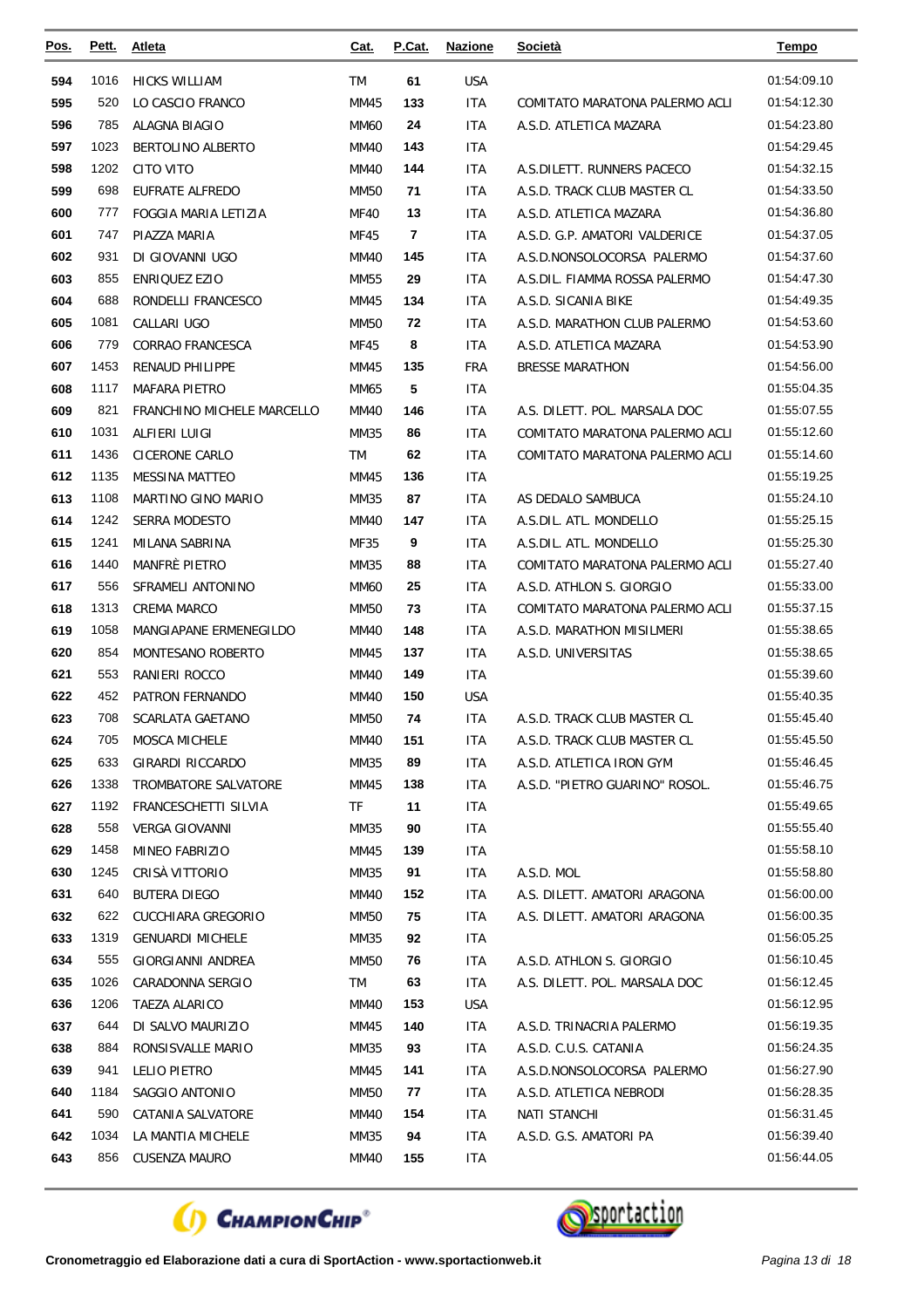| Pos. | Pett. | Atleta | Cat. | P.Cat. | Nazione | Società | Tempo |
|---|---|---|---|---|---|---|---|
| 594 | 1016 | HICKS WILLIAM | TM | 61 | USA | | 01:54:09.10 |
| 595 | 520 | LO CASCIO FRANCO | MM45 | 133 | ITA | COMITATO MARATONA PALERMO ACLI | 01:54:12.30 |
| 596 | 785 | ALAGNA BIAGIO | MM60 | 24 | ITA | A.S.D. ATLETICA MAZARA | 01:54:23.80 |
| 597 | 1023 | BERTOLINO ALBERTO | MM40 | 143 | ITA | | 01:54:29.45 |
| 598 | 1202 | CITO VITO | MM40 | 144 | ITA | A.S.DILETT. RUNNERS PACECO | 01:54:32.15 |
| 599 | 698 | EUFRATE ALFREDO | MM50 | 71 | ITA | A.S.D. TRACK CLUB MASTER CL | 01:54:33.50 |
| 600 | 777 | FOGGIA MARIA LETIZIA | MF40 | 13 | ITA | A.S.D. ATLETICA MAZARA | 01:54:36.80 |
| 601 | 747 | PIAZZA MARIA | MF45 | 7 | ITA | A.S.D. G.P. AMATORI VALDERICE | 01:54:37.05 |
| 602 | 931 | DI GIOVANNI UGO | MM40 | 145 | ITA | A.S.D.NONSOLOCORSA PALERMO | 01:54:37.60 |
| 603 | 855 | ENRIQUEZ EZIO | MM55 | 29 | ITA | A.S.DIL. FIAMMA ROSSA PALERMO | 01:54:47.30 |
| 604 | 688 | RONDELLI FRANCESCO | MM45 | 134 | ITA | A.S.D. SICANIA BIKE | 01:54:49.35 |
| 605 | 1081 | CALLARI UGO | MM50 | 72 | ITA | A.S.D. MARATHON CLUB PALERMO | 01:54:53.60 |
| 606 | 779 | CORRAO FRANCESCA | MF45 | 8 | ITA | A.S.D. ATLETICA MAZARA | 01:54:53.90 |
| 607 | 1453 | RENAUD PHILIPPE | MM45 | 135 | FRA | BRESSE MARATHON | 01:54:56.00 |
| 608 | 1117 | MAFARA PIETRO | MM65 | 5 | ITA | | 01:55:04.35 |
| 609 | 821 | FRANCHINO MICHELE MARCELLO | MM40 | 146 | ITA | A.S. DILETT. POL. MARSALA DOC | 01:55:07.55 |
| 610 | 1031 | ALFIERI LUIGI | MM35 | 86 | ITA | COMITATO MARATONA PALERMO ACLI | 01:55:12.60 |
| 611 | 1436 | CICERONE CARLO | TM | 62 | ITA | COMITATO MARATONA PALERMO ACLI | 01:55:14.60 |
| 612 | 1135 | MESSINA MATTEO | MM45 | 136 | ITA | | 01:55:19.25 |
| 613 | 1108 | MARTINO GINO MARIO | MM35 | 87 | ITA | AS DEDALO SAMBUCA | 01:55:24.10 |
| 614 | 1242 | SERRA MODESTO | MM40 | 147 | ITA | A.S.DIL. ATL. MONDELLO | 01:55:25.15 |
| 615 | 1241 | MILANA SABRINA | MF35 | 9 | ITA | A.S.DIL. ATL. MONDELLO | 01:55:25.30 |
| 616 | 1440 | MANFRÈ PIETRO | MM35 | 88 | ITA | COMITATO MARATONA PALERMO ACLI | 01:55:27.40 |
| 617 | 556 | SFRAMELI ANTONINO | MM60 | 25 | ITA | A.S.D. ATHLON S. GIORGIO | 01:55:33.00 |
| 618 | 1313 | CREMA MARCO | MM50 | 73 | ITA | COMITATO MARATONA PALERMO ACLI | 01:55:37.15 |
| 619 | 1058 | MANGIAPANE ERMENEGILDO | MM40 | 148 | ITA | A.S.D. MARATHON MISILMERI | 01:55:38.65 |
| 620 | 854 | MONTESANO ROBERTO | MM45 | 137 | ITA | A.S.D. UNIVERSITAS | 01:55:38.65 |
| 621 | 553 | RANIERI ROCCO | MM40 | 149 | ITA | | 01:55:39.60 |
| 622 | 452 | PATRON FERNANDO | MM40 | 150 | USA | | 01:55:40.35 |
| 623 | 708 | SCARLATA GAETANO | MM50 | 74 | ITA | A.S.D. TRACK CLUB MASTER CL | 01:55:45.40 |
| 624 | 705 | MOSCA MICHELE | MM40 | 151 | ITA | A.S.D. TRACK CLUB MASTER CL | 01:55:45.50 |
| 625 | 633 | GIRARDI RICCARDO | MM35 | 89 | ITA | A.S.D. ATLETICA IRON GYM | 01:55:46.45 |
| 626 | 1338 | TROMBATORE SALVATORE | MM45 | 138 | ITA | A.S.D. "PIETRO GUARINO" ROSOL. | 01:55:46.75 |
| 627 | 1192 | FRANCESCHETTI SILVIA | TF | 11 | ITA | | 01:55:49.65 |
| 628 | 558 | VERGA GIOVANNI | MM35 | 90 | ITA | | 01:55:55.40 |
| 629 | 1458 | MINEO FABRIZIO | MM45 | 139 | ITA | | 01:55:58.10 |
| 630 | 1245 | CRISÀ VITTORIO | MM35 | 91 | ITA | A.S.D. MOL | 01:55:58.80 |
| 631 | 640 | BUTERA DIEGO | MM40 | 152 | ITA | A.S. DILETT. AMATORI ARAGONA | 01:56:00.00 |
| 632 | 622 | CUCCHIARA GREGORIO | MM50 | 75 | ITA | A.S. DILETT. AMATORI ARAGONA | 01:56:00.35 |
| 633 | 1319 | GENUARDI MICHELE | MM35 | 92 | ITA | | 01:56:05.25 |
| 634 | 555 | GIORGIANNI ANDREA | MM50 | 76 | ITA | A.S.D. ATHLON S. GIORGIO | 01:56:10.45 |
| 635 | 1026 | CARADONNA SERGIO | TM | 63 | ITA | A.S. DILETT. POL. MARSALA DOC | 01:56:12.45 |
| 636 | 1206 | TAEZA ALARICO | MM40 | 153 | USA | | 01:56:12.95 |
| 637 | 644 | DI SALVO MAURIZIO | MM45 | 140 | ITA | A.S.D. TRINACRIA PALERMO | 01:56:19.35 |
| 638 | 884 | RONSISVALLE MARIO | MM35 | 93 | ITA | A.S.D. C.U.S. CATANIA | 01:56:24.35 |
| 639 | 941 | LELIO PIETRO | MM45 | 141 | ITA | A.S.D.NONSOLOCORSA PALERMO | 01:56:27.90 |
| 640 | 1184 | SAGGIO ANTONIO | MM50 | 77 | ITA | A.S.D. ATLETICA NEBRODI | 01:56:28.35 |
| 641 | 590 | CATANIA SALVATORE | MM40 | 154 | ITA | NATI STANCHI | 01:56:31.45 |
| 642 | 1034 | LA MANTIA MICHELE | MM35 | 94 | ITA | A.S.D. G.S. AMATORI PA | 01:56:39.40 |
| 643 | 856 | CUSENZA MAURO | MM40 | 155 | ITA | | 01:56:44.05 |

Cronometraggio ed Elaborazione dati a cura di SportAction - www.sportactionweb.it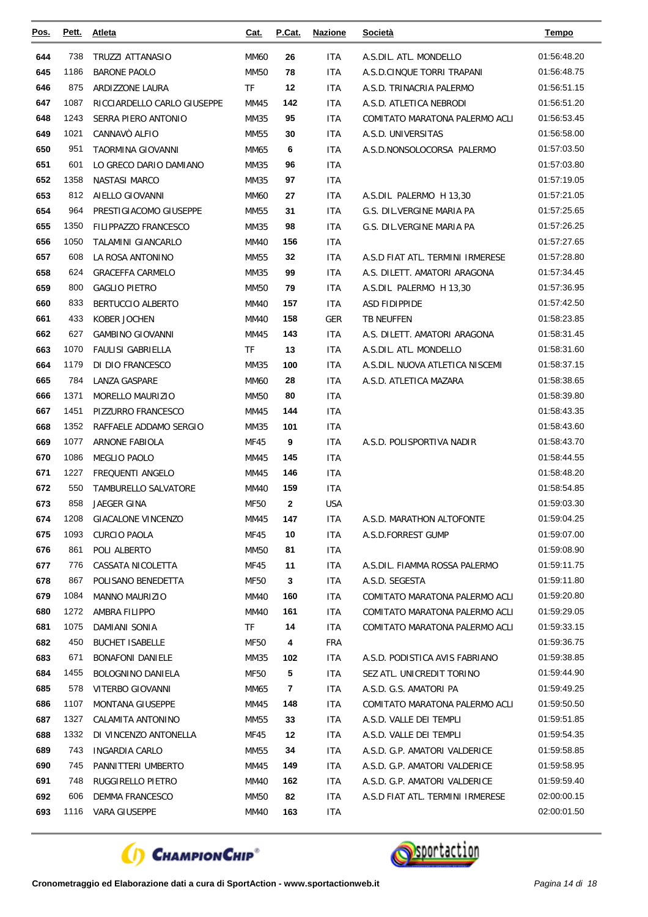| Pos. | Pett. | Atleta | Cat. | P.Cat. | Nazione | Società | Tempo |
|---|---|---|---|---|---|---|---|
| 644 | 738 | TRUZZI ATTANASIO | MM60 | 26 | ITA | A.S.DIL. ATL. MONDELLO | 01:56:48.20 |
| 645 | 1186 | BARONE PAOLO | MM50 | 78 | ITA | A.S.D.CINQUE TORRI TRAPANI | 01:56:48.75 |
| 646 | 875 | ARDIZZONE LAURA | TF | 12 | ITA | A.S.D. TRINACRIA PALERMO | 01:56:51.15 |
| 647 | 1087 | RICCIARDELLO CARLO GIUSEPPE | MM45 | 142 | ITA | A.S.D. ATLETICA NEBRODI | 01:56:51.20 |
| 648 | 1243 | SERRA PIERO ANTONIO | MM35 | 95 | ITA | COMITATO MARATONA PALERMO ACLI | 01:56:53.45 |
| 649 | 1021 | CANNAVÒ ALFIO | MM55 | 30 | ITA | A.S.D. UNIVERSITAS | 01:56:58.00 |
| 650 | 951 | TAORMINA GIOVANNI | MM65 | 6 | ITA | A.S.D.NONSOLOCORSA PALERMO | 01:57:03.50 |
| 651 | 601 | LO GRECO DARIO DAMIANO | MM35 | 96 | ITA | | 01:57:03.80 |
| 652 | 1358 | NASTASI MARCO | MM35 | 97 | ITA | | 01:57:19.05 |
| 653 | 812 | AIELLO GIOVANNI | MM60 | 27 | ITA | A.S.DIL PALERMO H 13,30 | 01:57:21.05 |
| 654 | 964 | PRESTIGIACOMO GIUSEPPE | MM55 | 31 | ITA | G.S. DIL.VERGINE MARIA PA | 01:57:25.65 |
| 655 | 1350 | FILIPPAZZO FRANCESCO | MM35 | 98 | ITA | G.S. DIL.VERGINE MARIA PA | 01:57:26.25 |
| 656 | 1050 | TALAMINI GIANCARLO | MM40 | 156 | ITA | | 01:57:27.65 |
| 657 | 608 | LA ROSA ANTONINO | MM55 | 32 | ITA | A.S.D FIAT ATL. TERMINI IRMERESE | 01:57:28.80 |
| 658 | 624 | GRACEFFA CARMELO | MM35 | 99 | ITA | A.S. DILETT. AMATORI ARAGONA | 01:57:34.45 |
| 659 | 800 | GAGLIO PIETRO | MM50 | 79 | ITA | A.S.DIL PALERMO H 13,30 | 01:57:36.95 |
| 660 | 833 | BERTUCCIO ALBERTO | MM40 | 157 | ITA | ASD FIDIPPIDE | 01:57:42.50 |
| 661 | 433 | KOBER JOCHEN | MM40 | 158 | GER | TB NEUFFEN | 01:58:23.85 |
| 662 | 627 | GAMBINO GIOVANNI | MM45 | 143 | ITA | A.S. DILETT. AMATORI ARAGONA | 01:58:31.45 |
| 663 | 1070 | FAULISI GABRIELLA | TF | 13 | ITA | A.S.DIL. ATL. MONDELLO | 01:58:31.60 |
| 664 | 1179 | DI DIO FRANCESCO | MM35 | 100 | ITA | A.S.DIL. NUOVA ATLETICA NISCEMI | 01:58:37.15 |
| 665 | 784 | LANZA GASPARE | MM60 | 28 | ITA | A.S.D. ATLETICA MAZARA | 01:58:38.65 |
| 666 | 1371 | MORELLO MAURIZIO | MM50 | 80 | ITA | | 01:58:39.80 |
| 667 | 1451 | PIZZURRO FRANCESCO | MM45 | 144 | ITA | | 01:58:43.35 |
| 668 | 1352 | RAFFAELE ADDAMO SERGIO | MM35 | 101 | ITA | | 01:58:43.60 |
| 669 | 1077 | ARNONE FABIOLA | MF45 | 9 | ITA | A.S.D. POLISPORTIVA NADIR | 01:58:43.70 |
| 670 | 1086 | MEGLIO PAOLO | MM45 | 145 | ITA | | 01:58:44.55 |
| 671 | 1227 | FREQUENTI ANGELO | MM45 | 146 | ITA | | 01:58:48.20 |
| 672 | 550 | TAMBURELLO SALVATORE | MM40 | 159 | ITA | | 01:58:54.85 |
| 673 | 858 | JAEGER GINA | MF50 | 2 | USA | | 01:59:03.30 |
| 674 | 1208 | GIACALONE VINCENZO | MM45 | 147 | ITA | A.S.D. MARATHON ALTOFONTE | 01:59:04.25 |
| 675 | 1093 | CURCIO PAOLA | MF45 | 10 | ITA | A.S.D.FORREST GUMP | 01:59:07.00 |
| 676 | 861 | POLI ALBERTO | MM50 | 81 | ITA | | 01:59:08.90 |
| 677 | 776 | CASSATA NICOLETTA | MF45 | 11 | ITA | A.S.DIL. FIAMMA ROSSA PALERMO | 01:59:11.75 |
| 678 | 867 | POLISANO BENEDETTA | MF50 | 3 | ITA | A.S.D. SEGESTA | 01:59:11.80 |
| 679 | 1084 | MANNO MAURIZIO | MM40 | 160 | ITA | COMITATO MARATONA PALERMO ACLI | 01:59:20.80 |
| 680 | 1272 | AMBRA FILIPPO | MM40 | 161 | ITA | COMITATO MARATONA PALERMO ACLI | 01:59:29.05 |
| 681 | 1075 | DAMIANI SONIA | TF | 14 | ITA | COMITATO MARATONA PALERMO ACLI | 01:59:33.15 |
| 682 | 450 | BUCHET ISABELLE | MF50 | 4 | FRA | | 01:59:36.75 |
| 683 | 671 | BONAFONI DANIELE | MM35 | 102 | ITA | A.S.D. PODISTICA AVIS FABRIANO | 01:59:38.85 |
| 684 | 1455 | BOLOGNINO DANIELA | MF50 | 5 | ITA | SEZ ATL. UNICREDIT TORINO | 01:59:44.90 |
| 685 | 578 | VITERBO GIOVANNI | MM65 | 7 | ITA | A.S.D. G.S. AMATORI PA | 01:59:49.25 |
| 686 | 1107 | MONTANA GIUSEPPE | MM45 | 148 | ITA | COMITATO MARATONA PALERMO ACLI | 01:59:50.50 |
| 687 | 1327 | CALAMITA ANTONINO | MM55 | 33 | ITA | A.S.D. VALLE DEI TEMPLI | 01:59:51.85 |
| 688 | 1332 | DI VINCENZO ANTONELLA | MF45 | 12 | ITA | A.S.D. VALLE DEI TEMPLI | 01:59:54.35 |
| 689 | 743 | INGARDIA CARLO | MM55 | 34 | ITA | A.S.D. G.P. AMATORI VALDERICE | 01:59:58.85 |
| 690 | 745 | PANNITTERI UMBERTO | MM45 | 149 | ITA | A.S.D. G.P. AMATORI VALDERICE | 01:59:58.95 |
| 691 | 748 | RUGGIRELLO PIETRO | MM40 | 162 | ITA | A.S.D. G.P. AMATORI VALDERICE | 01:59:59.40 |
| 692 | 606 | DEMMA FRANCESCO | MM50 | 82 | ITA | A.S.D FIAT ATL. TERMINI IRMERESE | 02:00:00.15 |
| 693 | 1116 | VARA GIUSEPPE | MM40 | 163 | ITA | | 02:00:01.50 |

**Cronometraggio ed Elaborazione dati a cura di SportAction - www.sportactionweb.it**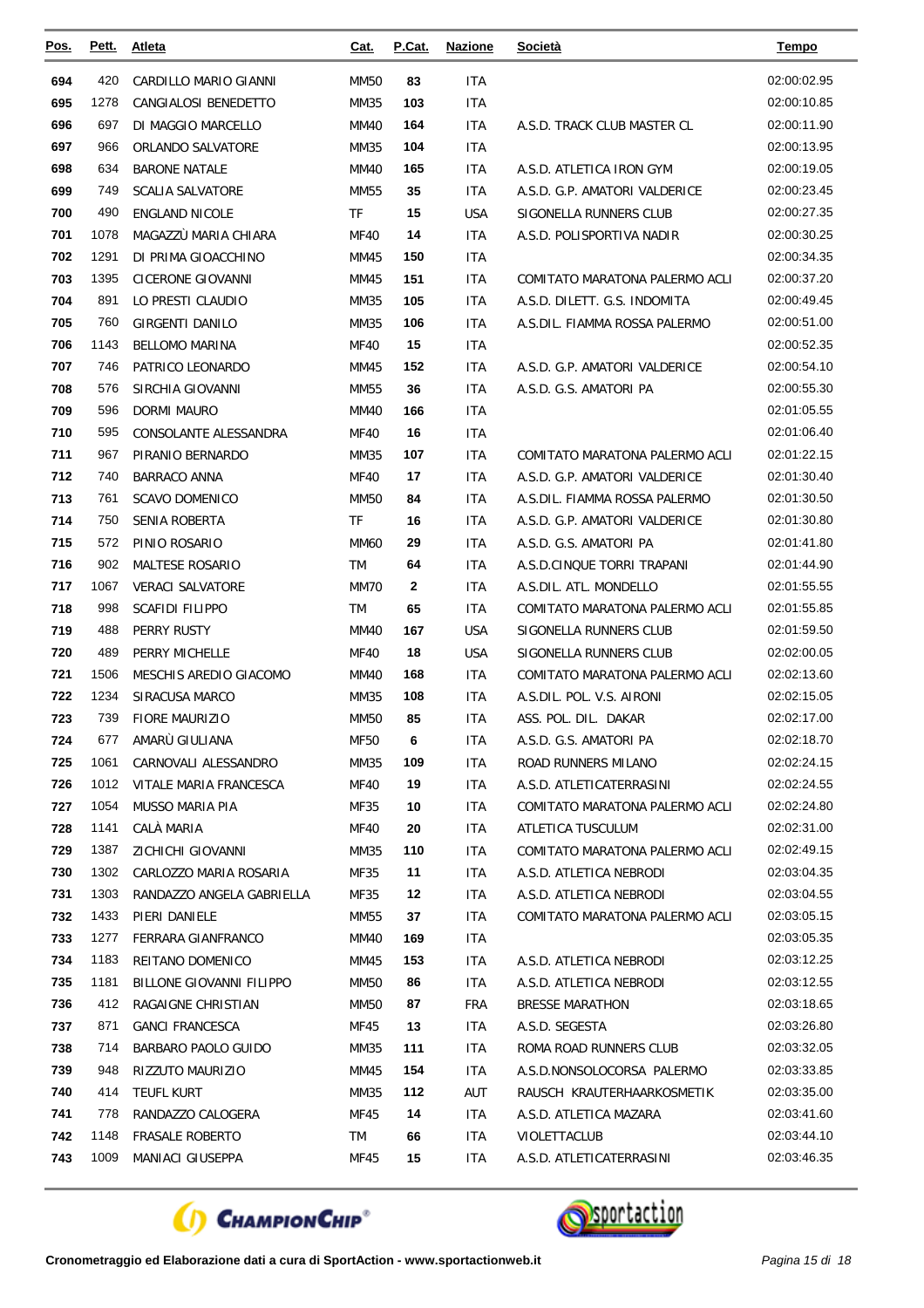| Pos. | Pett. | Atleta | Cat. | P.Cat. | Nazione | Società | Tempo |
|---|---|---|---|---|---|---|---|
| 694 | 420 | CARDILLO MARIO GIANNI | MM50 | 83 | ITA | | 02:00:02.95 |
| 695 | 1278 | CANGIALOSI BENEDETTO | MM35 | 103 | ITA | | 02:00:10.85 |
| 696 | 697 | DI MAGGIO MARCELLO | MM40 | 164 | ITA | A.S.D. TRACK CLUB MASTER CL | 02:00:11.90 |
| 697 | 966 | ORLANDO SALVATORE | MM35 | 104 | ITA | | 02:00:13.95 |
| 698 | 634 | BARONE NATALE | MM40 | 165 | ITA | A.S.D. ATLETICA IRON GYM | 02:00:19.05 |
| 699 | 749 | SCALIA SALVATORE | MM55 | 35 | ITA | A.S.D. G.P. AMATORI VALDERICE | 02:00:23.45 |
| 700 | 490 | ENGLAND NICOLE | TF | 15 | USA | SIGONELLA RUNNERS CLUB | 02:00:27.35 |
| 701 | 1078 | MAGAZZÙ MARIA CHIARA | MF40 | 14 | ITA | A.S.D. POLISPORTIVA NADIR | 02:00:30.25 |
| 702 | 1291 | DI PRIMA GIOACCHINO | MM45 | 150 | ITA | | 02:00:34.35 |
| 703 | 1395 | CICERONE GIOVANNI | MM45 | 151 | ITA | COMITATO MARATONA PALERMO ACLI | 02:00:37.20 |
| 704 | 891 | LO PRESTI CLAUDIO | MM35 | 105 | ITA | A.S.D. DILETT. G.S. INDOMITA | 02:00:49.45 |
| 705 | 760 | GIRGENTI DANILO | MM35 | 106 | ITA | A.S.DIL. FIAMMA ROSSA PALERMO | 02:00:51.00 |
| 706 | 1143 | BELLOMO MARINA | MF40 | 15 | ITA | | 02:00:52.35 |
| 707 | 746 | PATRICO LEONARDO | MM45 | 152 | ITA | A.S.D. G.P. AMATORI VALDERICE | 02:00:54.10 |
| 708 | 576 | SIRCHIA GIOVANNI | MM55 | 36 | ITA | A.S.D. G.S. AMATORI PA | 02:00:55.30 |
| 709 | 596 | DORMI MAURO | MM40 | 166 | ITA | | 02:01:05.55 |
| 710 | 595 | CONSOLANTE ALESSANDRA | MF40 | 16 | ITA | | 02:01:06.40 |
| 711 | 967 | PIRANIO BERNARDO | MM35 | 107 | ITA | COMITATO MARATONA PALERMO ACLI | 02:01:22.15 |
| 712 | 740 | BARRACO ANNA | MF40 | 17 | ITA | A.S.D. G.P. AMATORI VALDERICE | 02:01:30.40 |
| 713 | 761 | SCAVO DOMENICO | MM50 | 84 | ITA | A.S.DIL. FIAMMA ROSSA PALERMO | 02:01:30.50 |
| 714 | 750 | SENIA ROBERTA | TF | 16 | ITA | A.S.D. G.P. AMATORI VALDERICE | 02:01:30.80 |
| 715 | 572 | PINIO ROSARIO | MM60 | 29 | ITA | A.S.D. G.S. AMATORI PA | 02:01:41.80 |
| 716 | 902 | MALTESE ROSARIO | TM | 64 | ITA | A.S.D.CINQUE TORRI TRAPANI | 02:01:44.90 |
| 717 | 1067 | VERACI SALVATORE | MM70 | 2 | ITA | A.S.DIL. ATL. MONDELLO | 02:01:55.55 |
| 718 | 998 | SCAFIDI FILIPPO | TM | 65 | ITA | COMITATO MARATONA PALERMO ACLI | 02:01:55.85 |
| 719 | 488 | PERRY RUSTY | MM40 | 167 | USA | SIGONELLA RUNNERS CLUB | 02:01:59.50 |
| 720 | 489 | PERRY MICHELLE | MF40 | 18 | USA | SIGONELLA RUNNERS CLUB | 02:02:00.05 |
| 721 | 1506 | MESCHIS AREDIO GIACOMO | MM40 | 168 | ITA | COMITATO MARATONA PALERMO ACLI | 02:02:13.60 |
| 722 | 1234 | SIRACUSA MARCO | MM35 | 108 | ITA | A.S.DIL. POL. V.S. AIRONI | 02:02:15.05 |
| 723 | 739 | FIORE MAURIZIO | MM50 | 85 | ITA | ASS. POL. DIL. DAKAR | 02:02:17.00 |
| 724 | 677 | AMARÙ GIULIANA | MF50 | 6 | ITA | A.S.D. G.S. AMATORI PA | 02:02:18.70 |
| 725 | 1061 | CARNOVALI ALESSANDRO | MM35 | 109 | ITA | ROAD RUNNERS MILANO | 02:02:24.15 |
| 726 | 1012 | VITALE MARIA FRANCESCA | MF40 | 19 | ITA | A.S.D. ATLETICATERRASINI | 02:02:24.55 |
| 727 | 1054 | MUSSO MARIA PIA | MF35 | 10 | ITA | COMITATO MARATONA PALERMO ACLI | 02:02:24.80 |
| 728 | 1141 | CALÀ MARIA | MF40 | 20 | ITA | ATLETICA TUSCULUM | 02:02:31.00 |
| 729 | 1387 | ZICHICHI GIOVANNI | MM35 | 110 | ITA | COMITATO MARATONA PALERMO ACLI | 02:02:49.15 |
| 730 | 1302 | CARLOZZO MARIA ROSARIA | MF35 | 11 | ITA | A.S.D. ATLETICA NEBRODI | 02:03:04.35 |
| 731 | 1303 | RANDAZZO ANGELA GABRIELLA | MF35 | 12 | ITA | A.S.D. ATLETICA NEBRODI | 02:03:04.55 |
| 732 | 1433 | PIERI DANIELE | MM55 | 37 | ITA | COMITATO MARATONA PALERMO ACLI | 02:03:05.15 |
| 733 | 1277 | FERRARA GIANFRANCO | MM40 | 169 | ITA | | 02:03:05.35 |
| 734 | 1183 | REITANO DOMENICO | MM45 | 153 | ITA | A.S.D. ATLETICA NEBRODI | 02:03:12.25 |
| 735 | 1181 | BILLONE GIOVANNI FILIPPO | MM50 | 86 | ITA | A.S.D. ATLETICA NEBRODI | 02:03:12.55 |
| 736 | 412 | RAGAIGNE CHRISTIAN | MM50 | 87 | FRA | BRESSE MARATHON | 02:03:18.65 |
| 737 | 871 | GANCI FRANCESCA | MF45 | 13 | ITA | A.S.D. SEGESTA | 02:03:26.80 |
| 738 | 714 | BARBARO PAOLO GUIDO | MM35 | 111 | ITA | ROMA ROAD RUNNERS CLUB | 02:03:32.05 |
| 739 | 948 | RIZZUTO MAURIZIO | MM45 | 154 | ITA | A.S.D.NONSOLOCORSA PALERMO | 02:03:33.85 |
| 740 | 414 | TEUFL KURT | MM35 | 112 | AUT | RAUSCH KRAUTERHAARKOSMETIK | 02:03:35.00 |
| 741 | 778 | RANDAZZO CALOGERA | MF45 | 14 | ITA | A.S.D. ATLETICA MAZARA | 02:03:41.60 |
| 742 | 1148 | FRASALE ROBERTO | TM | 66 | ITA | VIOLETTACLUB | 02:03:44.10 |
| 743 | 1009 | MANIACI GIUSEPPA | MF45 | 15 | ITA | A.S.D. ATLETICATERRASINI | 02:03:46.35 |

Cronometraggio ed Elaborazione dati a cura di SportAction - www.sportactionweb.it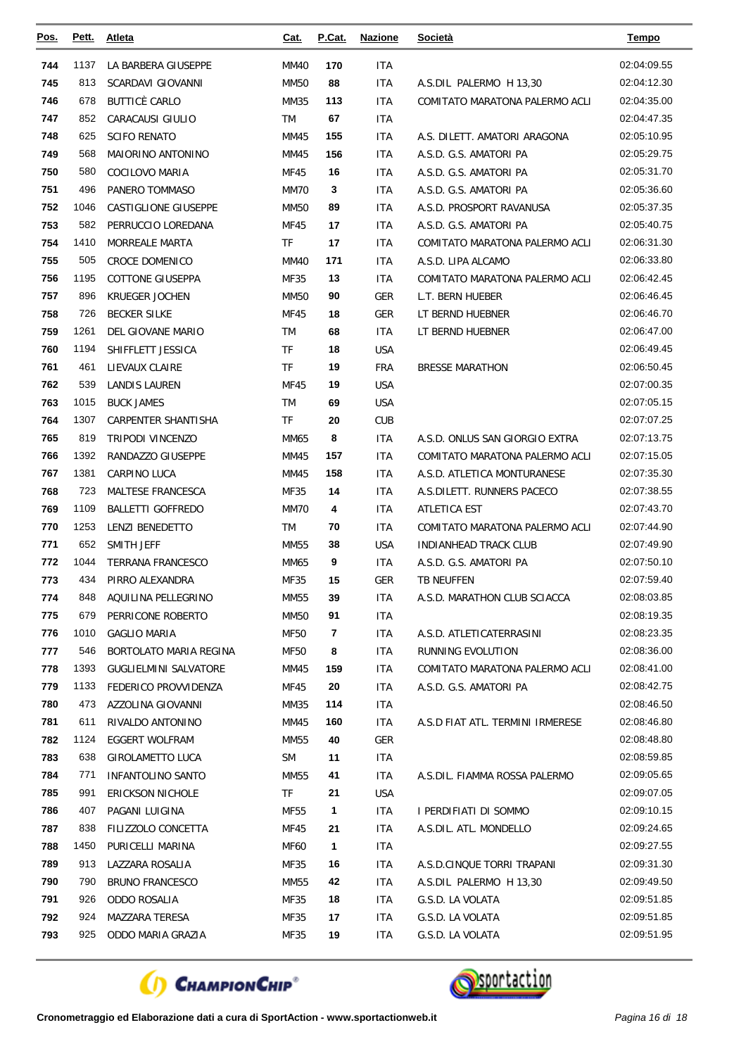| Pos. | Pett. | Atleta | Cat. | P.Cat. | Nazione | Società | Tempo |
|---|---|---|---|---|---|---|---|
| 744 | 1137 | LA BARBERA GIUSEPPE | MM40 | 170 | ITA | | 02:04:09.55 |
| 745 | 813 | SCARDAVI GIOVANNI | MM50 | 88 | ITA | A.S.DIL PALERMO H 13,30 | 02:04:12.30 |
| 746 | 678 | BUTTICÈ CARLO | MM35 | 113 | ITA | COMITATO MARATONA PALERMO ACLI | 02:04:35.00 |
| 747 | 852 | CARACAUSI GIULIO | TM | 67 | ITA | | 02:04:47.35 |
| 748 | 625 | SCIFO RENATO | MM45 | 155 | ITA | A.S. DILETT. AMATORI ARAGONA | 02:05:10.95 |
| 749 | 568 | MAIORINO ANTONINO | MM45 | 156 | ITA | A.S.D. G.S. AMATORI PA | 02:05:29.75 |
| 750 | 580 | COCILOVO MARIA | MF45 | 16 | ITA | A.S.D. G.S. AMATORI PA | 02:05:31.70 |
| 751 | 496 | PANERO TOMMASO | MM70 | 3 | ITA | A.S.D. G.S. AMATORI PA | 02:05:36.60 |
| 752 | 1046 | CASTIGLIONE GIUSEPPE | MM50 | 89 | ITA | A.S.D. PROSPORT RAVANUSA | 02:05:37.35 |
| 753 | 582 | PERRUCCIO LOREDANA | MF45 | 17 | ITA | A.S.D. G.S. AMATORI PA | 02:05:40.75 |
| 754 | 1410 | MORREALE MARTA | TF | 17 | ITA | COMITATO MARATONA PALERMO ACLI | 02:06:31.30 |
| 755 | 505 | CROCE DOMENICO | MM40 | 171 | ITA | A.S.D. LIPA ALCAMO | 02:06:33.80 |
| 756 | 1195 | COTTONE GIUSEPPA | MF35 | 13 | ITA | COMITATO MARATONA PALERMO ACLI | 02:06:42.45 |
| 757 | 896 | KRUEGER JOCHEN | MM50 | 90 | GER | L.T. BERN HUEBER | 02:06:46.45 |
| 758 | 726 | BECKER SILKE | MF45 | 18 | GER | LT BERND HUEBNER | 02:06:46.70 |
| 759 | 1261 | DEL GIOVANE MARIO | TM | 68 | ITA | LT BERND HUEBNER | 02:06:47.00 |
| 760 | 1194 | SHIFFLETT JESSICA | TF | 18 | USA | | 02:06:49.45 |
| 761 | 461 | LIEVAUX CLAIRE | TF | 19 | FRA | BRESSE MARATHON | 02:06:50.45 |
| 762 | 539 | LANDIS LAUREN | MF45 | 19 | USA | | 02:07:00.35 |
| 763 | 1015 | BUCK JAMES | TM | 69 | USA | | 02:07:05.15 |
| 764 | 1307 | CARPENTER SHANTISHA | TF | 20 | CUB | | 02:07:07.25 |
| 765 | 819 | TRIPODI VINCENZO | MM65 | 8 | ITA | A.S.D. ONLUS SAN GIORGIO EXTRA | 02:07:13.75 |
| 766 | 1392 | RANDAZZO GIUSEPPE | MM45 | 157 | ITA | COMITATO MARATONA PALERMO ACLI | 02:07:15.05 |
| 767 | 1381 | CARPINO LUCA | MM45 | 158 | ITA | A.S.D. ATLETICA MONTURANESE | 02:07:35.30 |
| 768 | 723 | MALTESE FRANCESCA | MF35 | 14 | ITA | A.S.DILETT. RUNNERS PACECO | 02:07:38.55 |
| 769 | 1109 | BALLETTI GOFFREDO | MM70 | 4 | ITA | ATLETICA EST | 02:07:43.70 |
| 770 | 1253 | LENZI BENEDETTO | TM | 70 | ITA | COMITATO MARATONA PALERMO ACLI | 02:07:44.90 |
| 771 | 652 | SMITH JEFF | MM55 | 38 | USA | INDIANHEAD TRACK CLUB | 02:07:49.90 |
| 772 | 1044 | TERRANA FRANCESCO | MM65 | 9 | ITA | A.S.D. G.S. AMATORI PA | 02:07:50.10 |
| 773 | 434 | PIRRO ALEXANDRA | MF35 | 15 | GER | TB NEUFFEN | 02:07:59.40 |
| 774 | 848 | AQUILINA PELLEGRINO | MM55 | 39 | ITA | A.S.D. MARATHON CLUB SCIACCA | 02:08:03.85 |
| 775 | 679 | PERRICONE ROBERTO | MM50 | 91 | ITA | | 02:08:19.35 |
| 776 | 1010 | GAGLIO MARIA | MF50 | 7 | ITA | A.S.D. ATLETICATERRASINI | 02:08:23.35 |
| 777 | 546 | BORTOLATO MARIA REGINA | MF50 | 8 | ITA | RUNNING EVOLUTION | 02:08:36.00 |
| 778 | 1393 | GUGLIELMINI SALVATORE | MM45 | 159 | ITA | COMITATO MARATONA PALERMO ACLI | 02:08:41.00 |
| 779 | 1133 | FEDERICO PROVVIDENZA | MF45 | 20 | ITA | A.S.D. G.S. AMATORI PA | 02:08:42.75 |
| 780 | 473 | AZZOLINA GIOVANNI | MM35 | 114 | ITA | | 02:08:46.50 |
| 781 | 611 | RIVALDO ANTONINO | MM45 | 160 | ITA | A.S.D FIAT ATL. TERMINI IRMERESE | 02:08:46.80 |
| 782 | 1124 | EGGERT WOLFRAM | MM55 | 40 | GER | | 02:08:48.80 |
| 783 | 638 | GIROLAMETTO LUCA | SM | 11 | ITA | | 02:08:59.85 |
| 784 | 771 | INFANTOLINO SANTO | MM55 | 41 | ITA | A.S.DIL. FIAMMA ROSSA PALERMO | 02:09:05.65 |
| 785 | 991 | ERICKSON NICHOLE | TF | 21 | USA | | 02:09:07.05 |
| 786 | 407 | PAGANI LUIGINA | MF55 | 1 | ITA | I PERDIFIATI DI SOMMO | 02:09:10.15 |
| 787 | 838 | FILIZZOLO CONCETTA | MF45 | 21 | ITA | A.S.DIL. ATL. MONDELLO | 02:09:24.65 |
| 788 | 1450 | PURICELLI MARINA | MF60 | 1 | ITA | | 02:09:27.55 |
| 789 | 913 | LAZZARA ROSALIA | MF35 | 16 | ITA | A.S.D.CINQUE TORRI TRAPANI | 02:09:31.30 |
| 790 | 790 | BRUNO FRANCESCO | MM55 | 42 | ITA | A.S.DIL PALERMO H 13,30 | 02:09:49.50 |
| 791 | 926 | ODDO ROSALIA | MF35 | 18 | ITA | G.S.D. LA VOLATA | 02:09:51.85 |
| 792 | 924 | MAZZARA TERESA | MF35 | 17 | ITA | G.S.D. LA VOLATA | 02:09:51.85 |
| 793 | 925 | ODDO MARIA GRAZIA | MF35 | 19 | ITA | G.S.D. LA VOLATA | 02:09:51.95 |

CHAMPIONCHIP® sportaction

**Cronometraggio ed Elaborazione dati a cura di SportAction - www.sportactionweb.it**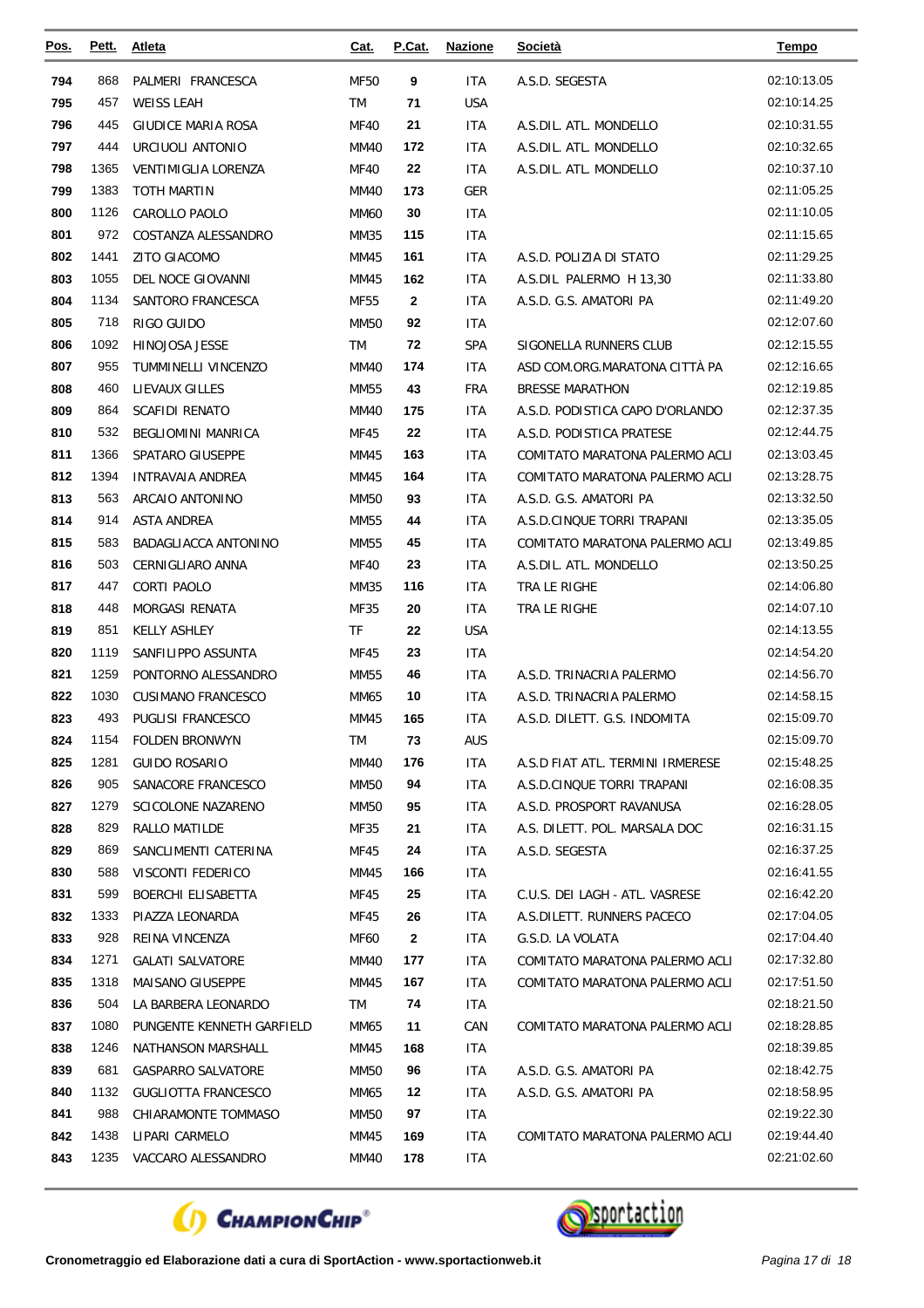| Pos. | Pett. | Atleta | Cat. | P.Cat. | Nazione | Società | Tempo |
|---|---|---|---|---|---|---|---|
| 794 | 868 | PALMERI FRANCESCA | MF50 | 9 | ITA | A.S.D. SEGESTA | 02:10:13.05 |
| 795 | 457 | WEISS LEAH | TM | 71 | USA | | 02:10:14.25 |
| 796 | 445 | GIUDICE MARIA ROSA | MF40 | 21 | ITA | A.S.DIL. ATL. MONDELLO | 02:10:31.55 |
| 797 | 444 | URCIUOLI ANTONIO | MM40 | 172 | ITA | A.S.DIL. ATL. MONDELLO | 02:10:32.65 |
| 798 | 1365 | VENTIMIGLIA LORENZA | MF40 | 22 | ITA | A.S.DIL. ATL. MONDELLO | 02:10:37.10 |
| 799 | 1383 | TOTH MARTIN | MM40 | 173 | GER | | 02:11:05.25 |
| 800 | 1126 | CAROLLO PAOLO | MM60 | 30 | ITA | | 02:11:10.05 |
| 801 | 972 | COSTANZA ALESSANDRO | MM35 | 115 | ITA | | 02:11:15.65 |
| 802 | 1441 | ZITO GIACOMO | MM45 | 161 | ITA | A.S.D. POLIZIA DI STATO | 02:11:29.25 |
| 803 | 1055 | DEL NOCE GIOVANNI | MM45 | 162 | ITA | A.S.DIL PALERMO H 13,30 | 02:11:33.80 |
| 804 | 1134 | SANTORO FRANCESCA | MF55 | 2 | ITA | A.S.D. G.S. AMATORI PA | 02:11:49.20 |
| 805 | 718 | RIGO GUIDO | MM50 | 92 | ITA | | 02:12:07.60 |
| 806 | 1092 | HINOJOSA JESSE | TM | 72 | SPA | SIGONELLA RUNNERS CLUB | 02:12:15.55 |
| 807 | 955 | TUMMINELLI VINCENZO | MM40 | 174 | ITA | ASD COM.ORG.MARATONA CITTÀ PA | 02:12:16.65 |
| 808 | 460 | LIEVAUX GILLES | MM55 | 43 | FRA | BRESSE MARATHON | 02:12:19.85 |
| 809 | 864 | SCAFIDI RENATO | MM40 | 175 | ITA | A.S.D. PODISTICA CAPO D'ORLANDO | 02:12:37.35 |
| 810 | 532 | BEGLIOMINI MANRICA | MF45 | 22 | ITA | A.S.D. PODISTICA PRATESE | 02:12:44.75 |
| 811 | 1366 | SPATARO GIUSEPPE | MM45 | 163 | ITA | COMITATO MARATONA PALERMO ACLI | 02:13:03.45 |
| 812 | 1394 | INTRAVAIA ANDREA | MM45 | 164 | ITA | COMITATO MARATONA PALERMO ACLI | 02:13:28.75 |
| 813 | 563 | ARCAIO ANTONINO | MM50 | 93 | ITA | A.S.D. G.S. AMATORI PA | 02:13:32.50 |
| 814 | 914 | ASTA ANDREA | MM55 | 44 | ITA | A.S.D.CINQUE TORRI TRAPANI | 02:13:35.05 |
| 815 | 583 | BADAGLIACCA ANTONINO | MM55 | 45 | ITA | COMITATO MARATONA PALERMO ACLI | 02:13:49.85 |
| 816 | 503 | CERNIGLIARO ANNA | MF40 | 23 | ITA | A.S.DIL. ATL. MONDELLO | 02:13:50.25 |
| 817 | 447 | CORTI PAOLO | MM35 | 116 | ITA | TRA LE RIGHE | 02:14:06.80 |
| 818 | 448 | MORGASI RENATA | MF35 | 20 | ITA | TRA LE RIGHE | 02:14:07.10 |
| 819 | 851 | KELLY ASHLEY | TF | 22 | USA | | 02:14:13.55 |
| 820 | 1119 | SANFILIPPO ASSUNTA | MF45 | 23 | ITA | | 02:14:54.20 |
| 821 | 1259 | PONTORNO ALESSANDRO | MM55 | 46 | ITA | A.S.D. TRINACRIA PALERMO | 02:14:56.70 |
| 822 | 1030 | CUSIMANO FRANCESCO | MM65 | 10 | ITA | A.S.D. TRINACRIA PALERMO | 02:14:58.15 |
| 823 | 493 | PUGLISI FRANCESCO | MM45 | 165 | ITA | A.S.D. DILETT. G.S. INDOMITA | 02:15:09.70 |
| 824 | 1154 | FOLDEN BRONWYN | TM | 73 | AUS | | 02:15:09.70 |
| 825 | 1281 | GUIDO ROSARIO | MM40 | 176 | ITA | A.S.D FIAT ATL. TERMINI IRMERESE | 02:15:48.25 |
| 826 | 905 | SANACORE FRANCESCO | MM50 | 94 | ITA | A.S.D.CINQUE TORRI TRAPANI | 02:16:08.35 |
| 827 | 1279 | SCICOLONE NAZARENO | MM50 | 95 | ITA | A.S.D. PROSPORT RAVANUSA | 02:16:28.05 |
| 828 | 829 | RALLO MATILDE | MF35 | 21 | ITA | A.S. DILETT. POL. MARSALA DOC | 02:16:31.15 |
| 829 | 869 | SANCLIMENTI CATERINA | MF45 | 24 | ITA | A.S.D. SEGESTA | 02:16:37.25 |
| 830 | 588 | VISCONTI FEDERICO | MM45 | 166 | ITA | | 02:16:41.55 |
| 831 | 599 | BOERCHI ELISABETTA | MF45 | 25 | ITA | C.U.S. DEI LAGH - ATL. VASRESE | 02:16:42.20 |
| 832 | 1333 | PIAZZA LEONARDA | MF45 | 26 | ITA | A.S.DILETT. RUNNERS PACECO | 02:17:04.05 |
| 833 | 928 | REINA VINCENZA | MF60 | 2 | ITA | G.S.D. LA VOLATA | 02:17:04.40 |
| 834 | 1271 | GALATI SALVATORE | MM40 | 177 | ITA | COMITATO MARATONA PALERMO ACLI | 02:17:32.80 |
| 835 | 1318 | MAISANO GIUSEPPE | MM45 | 167 | ITA | COMITATO MARATONA PALERMO ACLI | 02:17:51.50 |
| 836 | 504 | LA BARBERA LEONARDO | TM | 74 | ITA | | 02:18:21.50 |
| 837 | 1080 | PUNGENTE KENNETH GARFIELD | MM65 | 11 | CAN | COMITATO MARATONA PALERMO ACLI | 02:18:28.85 |
| 838 | 1246 | NATHANSON MARSHALL | MM45 | 168 | ITA | | 02:18:39.85 |
| 839 | 681 | GASPARRO SALVATORE | MM50 | 96 | ITA | A.S.D. G.S. AMATORI PA | 02:18:42.75 |
| 840 | 1132 | GUGLIOTTA FRANCESCO | MM65 | 12 | ITA | A.S.D. G.S. AMATORI PA | 02:18:58.95 |
| 841 | 988 | CHIARAMONTE TOMMASO | MM50 | 97 | ITA | | 02:19:22.30 |
| 842 | 1438 | LIPARI CARMELO | MM45 | 169 | ITA | COMITATO MARATONA PALERMO ACLI | 02:19:44.40 |
| 843 | 1235 | VACCARO ALESSANDRO | MM40 | 178 | ITA | | 02:21:02.60 |

**Cronometraggio ed Elaborazione dati a cura di SportAction - www.sportactionweb.it**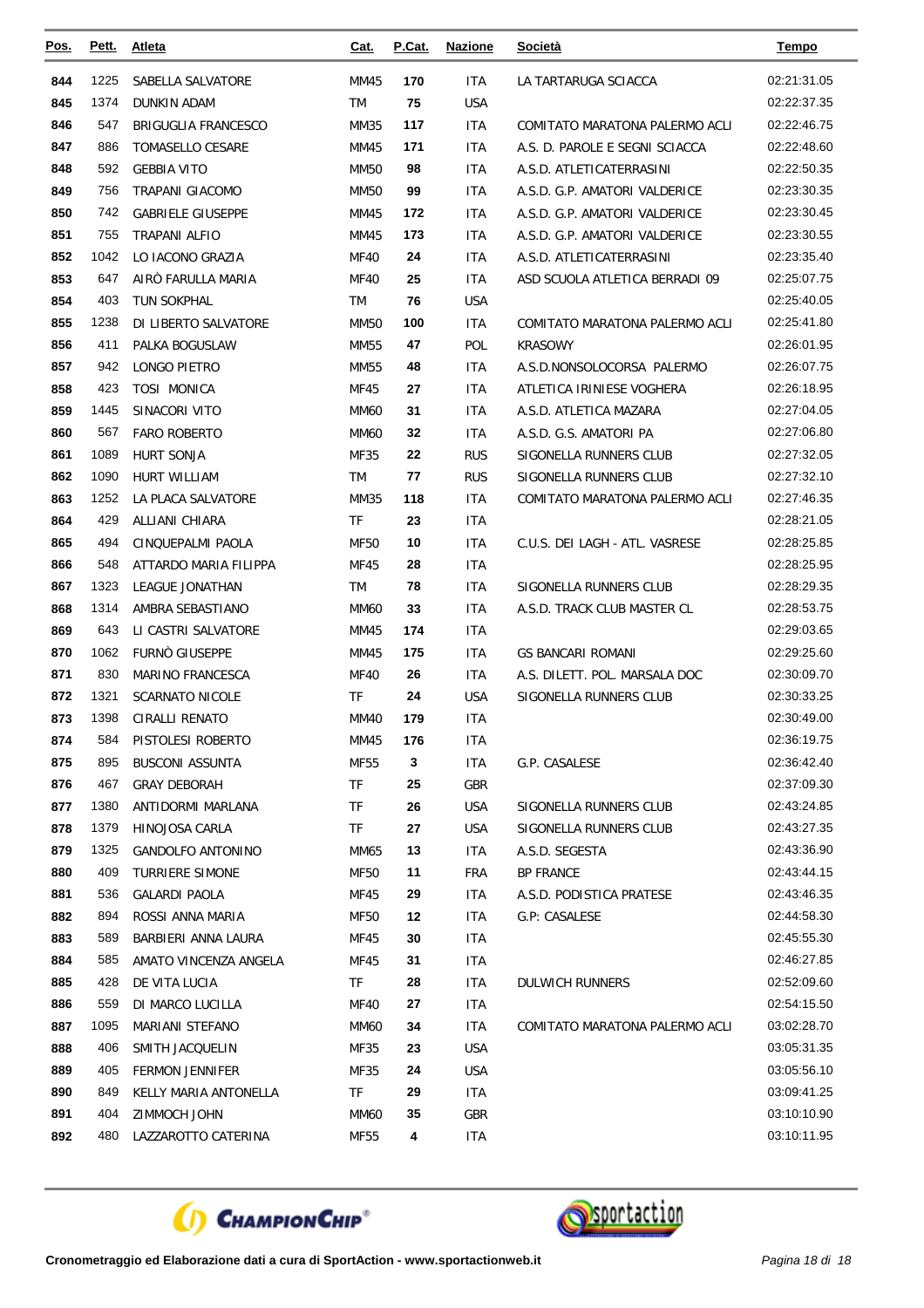| Pos. | Pett. | Atleta | Cat. | P.Cat. | Nazione | Società | Tempo |
|---|---|---|---|---|---|---|---|
| 844 | 1225 | SABELLA SALVATORE | MM45 | 170 | ITA | LA TARTARUGA SCIACCA | 02:21:31.05 |
| 845 | 1374 | DUNKIN ADAM | TM | 75 | USA | | 02:22:37.35 |
| 846 | 547 | BRIGUGLIA FRANCESCO | MM35 | 117 | ITA | COMITATO MARATONA PALERMO ACLI | 02:22:46.75 |
| 847 | 886 | TOMASELLO CESARE | MM45 | 171 | ITA | A.S. D. PAROLE E SEGNI SCIACCA | 02:22:48.60 |
| 848 | 592 | GEBBIA VITO | MM50 | 98 | ITA | A.S.D. ATLETICATERRASINI | 02:22:50.35 |
| 849 | 756 | TRAPANI GIACOMO | MM50 | 99 | ITA | A.S.D. G.P. AMATORI VALDERICE | 02:23:30.35 |
| 850 | 742 | GABRIELE GIUSEPPE | MM45 | 172 | ITA | A.S.D. G.P. AMATORI VALDERICE | 02:23:30.45 |
| 851 | 755 | TRAPANI ALFIO | MM45 | 173 | ITA | A.S.D. G.P. AMATORI VALDERICE | 02:23:30.55 |
| 852 | 1042 | LO IACONO GRAZIA | MF40 | 24 | ITA | A.S.D. ATLETICATERRASINI | 02:23:35.40 |
| 853 | 647 | AIRÒ FARULLA MARIA | MF40 | 25 | ITA | ASD SCUOLA ATLETICA BERRADI 09 | 02:25:07.75 |
| 854 | 403 | TUN SOKPHAL | TM | 76 | USA | | 02:25:40.05 |
| 855 | 1238 | DI LIBERTO SALVATORE | MM50 | 100 | ITA | COMITATO MARATONA PALERMO ACLI | 02:25:41.80 |
| 856 | 411 | PALKA BOGUSLAW | MM55 | 47 | POL | KRASOWY | 02:26:01.95 |
| 857 | 942 | LONGO PIETRO | MM55 | 48 | ITA | A.S.D.NONSOLOCORSA PALERMO | 02:26:07.75 |
| 858 | 423 | TOSI MONICA | MF45 | 27 | ITA | ATLETICA IRINIESE VOGHERA | 02:26:18.95 |
| 859 | 1445 | SINACORI VITO | MM60 | 31 | ITA | A.S.D. ATLETICA MAZARA | 02:27:04.05 |
| 860 | 567 | FARO ROBERTO | MM60 | 32 | ITA | A.S.D. G.S. AMATORI PA | 02:27:06.80 |
| 861 | 1089 | HURT SONJA | MF35 | 22 | RUS | SIGONELLA RUNNERS CLUB | 02:27:32.05 |
| 862 | 1090 | HURT WILLIAM | TM | 77 | RUS | SIGONELLA RUNNERS CLUB | 02:27:32.10 |
| 863 | 1252 | LA PLACA SALVATORE | MM35 | 118 | ITA | COMITATO MARATONA PALERMO ACLI | 02:27:46.35 |
| 864 | 429 | ALLIANI CHIARA | TF | 23 | ITA | | 02:28:21.05 |
| 865 | 494 | CINQUEPALMI PAOLA | MF50 | 10 | ITA | C.U.S. DEI LAGH - ATL. VASRESE | 02:28:25.85 |
| 866 | 548 | ATTARDO MARIA FILIPPA | MF45 | 28 | ITA | | 02:28:25.95 |
| 867 | 1323 | LEAGUE JONATHAN | TM | 78 | ITA | SIGONELLA RUNNERS CLUB | 02:28:29.35 |
| 868 | 1314 | AMBRA SEBASTIANO | MM60 | 33 | ITA | A.S.D. TRACK CLUB MASTER CL | 02:28:53.75 |
| 869 | 643 | LI CASTRI SALVATORE | MM45 | 174 | ITA | | 02:29:03.65 |
| 870 | 1062 | FURNÒ GIUSEPPE | MM45 | 175 | ITA | GS BANCARI ROMANI | 02:29:25.60 |
| 871 | 830 | MARINO FRANCESCA | MF40 | 26 | ITA | A.S. DILETT. POL. MARSALA DOC | 02:30:09.70 |
| 872 | 1321 | SCARNATO NICOLE | TF | 24 | USA | SIGONELLA RUNNERS CLUB | 02:30:33.25 |
| 873 | 1398 | CIRALLI RENATO | MM40 | 179 | ITA | | 02:30:49.00 |
| 874 | 584 | PISTOLESI ROBERTO | MM45 | 176 | ITA | | 02:36:19.75 |
| 875 | 895 | BUSCONI ASSUNTA | MF55 | 3 | ITA | G.P. CASALESE | 02:36:42.40 |
| 876 | 467 | GRAY DEBORAH | TF | 25 | GBR | | 02:37:09.30 |
| 877 | 1380 | ANTIDORMI MARLANA | TF | 26 | USA | SIGONELLA RUNNERS CLUB | 02:43:24.85 |
| 878 | 1379 | HINOJOSA CARLA | TF | 27 | USA | SIGONELLA RUNNERS CLUB | 02:43:27.35 |
| 879 | 1325 | GANDOLFO ANTONINO | MM65 | 13 | ITA | A.S.D. SEGESTA | 02:43:36.90 |
| 880 | 409 | TURRIERE SIMONE | MF50 | 11 | FRA | BP FRANCE | 02:43:44.15 |
| 881 | 536 | GALARDI PAOLA | MF45 | 29 | ITA | A.S.D. PODISTICA PRATESE | 02:43:46.35 |
| 882 | 894 | ROSSI ANNA MARIA | MF50 | 12 | ITA | G.P: CASALESE | 02:44:58.30 |
| 883 | 589 | BARBIERI ANNA LAURA | MF45 | 30 | ITA | | 02:45:55.30 |
| 884 | 585 | AMATO VINCENZA ANGELA | MF45 | 31 | ITA | | 02:46:27.85 |
| 885 | 428 | DE VITA LUCIA | TF | 28 | ITA | DULWICH RUNNERS | 02:52:09.60 |
| 886 | 559 | DI MARCO LUCILLA | MF40 | 27 | ITA | | 02:54:15.50 |
| 887 | 1095 | MARIANI STEFANO | MM60 | 34 | ITA | COMITATO MARATONA PALERMO ACLI | 03:02:28.70 |
| 888 | 406 | SMITH JACQUELIN | MF35 | 23 | USA | | 03:05:31.35 |
| 889 | 405 | FERMON JENNIFER | MF35 | 24 | USA | | 03:05:56.10 |
| 890 | 849 | KELLY MARIA ANTONELLA | TF | 29 | ITA | | 03:09:41.25 |
| 891 | 404 | ZIMMOCH JOHN | MM60 | 35 | GBR | | 03:10:10.90 |
| 892 | 480 | LAZZAROTTO CATERINA | MF55 | 4 | ITA | | 03:10:11.95 |

ChampionChip sportaction

Cronometraggio ed Elaborazione dati a cura di SportAction - www.sportactionweb.it